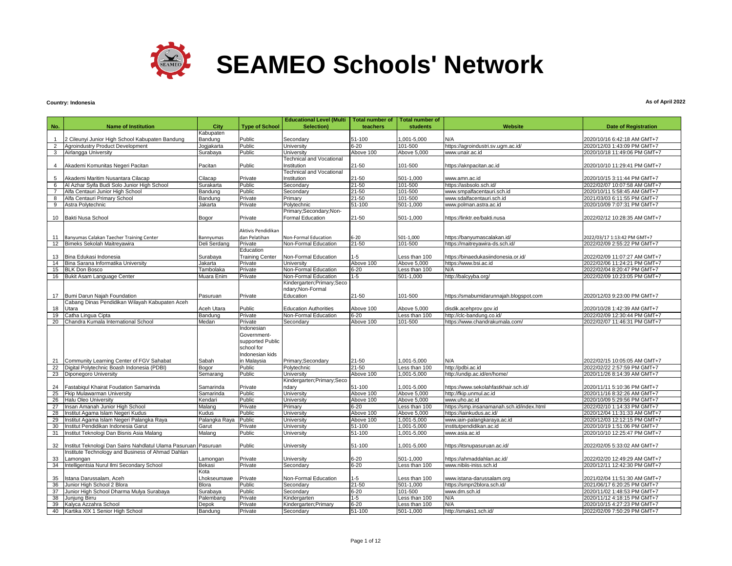# SEAMEO Schools' Network

**Country: Indonesia**

**As of April 2022**

| No. | Name of Institution | City | Type of School | Educational Level (Multi Selection) | Total number of teachers | Total number of students | Website | Date of Registration |
|---|---|---|---|---|---|---|---|---|
| 1 | 2 Cileunyi Junior High School Kabupaten Bandung | Kabupaten Bandung | Public | Secondary | 51-100 | 1,001-5,000 | N/A | 2020/10/16 6:42:18 AM GMT+7 |
| 2 | Agroindustry Product Development | Jogjakarta | Public | University | 6-20 | 101-500 | https://agroindustri.sv.ugm.ac.id/ | 2020/12/03 1:43:09 PM GMT+7 |
| 3 | Airlangga University | Surabaya | Public | University | Above 100 | Above 5,000 | www.unair.ac.id | 2020/10/18 11:49:06 PM GMT+7 |
| 4 | Akademi Komunitas Negeri Pacitan | Pacitan | Public | Technical and Vocational Institution | 21-50 | 101-500 | https://aknpacitan.ac.id | 2020/10/10 11:29:41 PM GMT+7 |
| 5 | Akademi Maritim Nusantara Cilacap | Cilacap | Private | Technical and Vocational Institution | 21-50 | 501-1,000 | www.amn.ac.id | 2020/10/15 3:11:44 PM GMT+7 |
| 6 | Al Azhar Syifa Budi Solo Junior High School | Surakarta | Public | Secondary | 21-50 | 101-500 | https://asbsolo.sch.id/ | 2022/02/07 10:07:58 AM GMT+7 |
| 7 | Alfa Centauri Junior High School | Bandung | Public | Secondary | 21-50 | 101-500 | www.smpalfacentauri.sch.id | 2020/10/11 5:58:45 AM GMT+7 |
| 8 | Alfa Centauri Primary School | Bandung | Private | Primary | 21-50 | 101-500 | www.sdalfacentauri.sch.id | 2021/03/03 6:11:55 PM GMT+7 |
| 9 | Astra Polytechnic | Jakarta | Private | Polytechnic | 51-100 | 501-1,000 | www.polman.astra.ac.id | 2020/10/09 7:07:31 PM GMT+7 |
| 10 | Bakti Nusa School | Bogor | Private | Primary;Secondary;Non-Formal Education | 21-50 | 501-1,000 | https://linktr.ee/bakti.nusa | 2022/02/12 10:28:35 AM GMT+7 |
| 11 | Banyumas Calakan Taecher Training Center | Bannyumas | Aktivis Pendidikan dan Pelatihan | Non-Formal Education | 6-20 | 501-1,000 | https://banyumascalakan.id/ | 2022/03/17 1:13:42 PM GMT+7 |
| 12 | Bimeks Sekolah Maitreyawira | Deli Serdang | Private | Non-Formal Education | 21-50 | 101-500 | https://maitreyawira-ds.sch.id/ | 2022/02/09 2:55:22 PM GMT+7 |
| 13 | Bina Edukasi Indonesia | Surabaya | Education Training Center | Non-Formal Education | 1-5 | Less than 100 | https://binaedukasiindonesia.or.id/ | 2022/02/09 11:07:27 AM GMT+7 |
| 14 | Bina Sarana Informatika University | Jakarta | Private | University | Above 100 | Above 5,000 | https://www.bsi.ac.id | 2022/02/06 11:24:21 PM GMT+7 |
| 15 | BLK Don Bosco | Tambolaka | Private | Non-Formal Education | 6-20 | Less than 100 | N/A | 2022/02/04 8:20:47 PM GMT+7 |
| 16 | Bukit Asam Language Center | Muara Enim | Private | Non-Formal Education | 1-5 | 501-1,000 | http://balcyyba.org/ | 2022/02/09 10:23:05 PM GMT+7 |
| 17 | Bumi Darun Najah Foundation | Pasuruan | Private | Kindergarten;Primary;Secondary;Non-Formal Education | 21-50 | 101-500 | https://smabumidarunnajah.blogspot.com | 2020/12/03 9:23:00 PM GMT+7 |
| 18 | Cabang Dinas Pendidikan Wilayah Kabupaten Aceh Utara | Aceh Utara | Public | Education Authorities | Above 100 | Above 5,000 | disdik.acehprov.go.id | 2020/10/28 1:42:39 AM GMT+7 |
| 19 | Catha Lingua Cipta | Bandung | Private | Non-Formal Education | 6-20 | Less than 100 | http://clc-bandung.co.id/ | 2022/02/09 12:30:44 PM GMT+7 |
| 20 | Chandra Kumala International School | Medan | Private | Secondary | Above 100 | 101-500 | https://www.chandrakumala.com/ | 2022/02/07 11:46:31 PM GMT+7 |
| 21 | Community Learning Center of FGV Sahabat | Sabah | Indonesian Government-supported Public school for Indonesian kids in Malaysia | Primary;Secondary | 21-50 | 1,001-5,000 | N/A | 2022/02/15 10:05:05 AM GMT+7 |
| 22 | Digital Polytechnic Boash Indonesia (PDBI) | Bogor | Public | Polytechnic | 21-50 | Less than 100 | http://pdbi.ac.id | 2022/02/22 2:57:59 PM GMT+7 |
| 23 | Diponegoro University | Semarang | Public | University | Above 100 | 1,001-5,000 | http://undip.ac.id/en/home/ | 2020/11/26 8:14:39 AM GMT+7 |
| 24 | Fastabiqul Khairat Foudation Samarinda | Samarinda | Private | Kindergarten;Primary;Secondary | 51-100 | 1,001-5,000 | https://www.sekolahfastkhair.sch.id/ | 2020/11/11 5:10:36 PM GMT+7 |
| 25 | Fkip Mulawarman University | Samarinda | Public | University | Above 100 | Above 5,000 | http://fkip.unmul.ac.id | 2020/11/16 8:32:26 AM GMT+7 |
| 26 | Halu Oleo University | Kendari | Public | University | Above 100 | Above 5,000 | www.uho.ac.id | 2020/10/09 5:29:56 PM GMT+7 |
| 27 | Insan Amanah Junior High School | Malang | Private | Primary | 6-20 | Less than 100 | https://smp.insanamanah.sch.id/index.html | 2022/02/10 1:14:33 PM GMT+7 |
| 28 | Institut Agama Islam Negeri Kudus | Kudus | Public | University | Above 100 | Above 5,000 | https://iainkudus.ac.id/ | 2020/12/04 11:31:33 AM GMT+7 |
| 29 | Institut Agama Islam Negeri Palangka Raya | Palangka Raya | Public | University | Above 100 | 1,001-5,000 | www.iain-palangkaraya.ac.id | 2020/12/03 12:12:15 PM GMT+7 |
| 30 | Institut Pendidikan Indonesia Garut | Garut | Private | University | 51-100 | 1,001-5,000 | institutpendidikan.ac.id | 2020/10/19 1:51:06 PM GMT+7 |
| 31 | Institut Teknologi Dan Bisnis Asia Malang | Malang | Public | University | 51-100 | 1,001-5,000 | www.asia.ac.id | 2020/10/10 12:25:47 PM GMT+7 |
| 32 | Institut Teknologi Dan Sains Nahdlatul Ulama Pasuruan | Pasuruan | Public | University | 51-100 | 1,001-5,000 | https://itsnupasuruan.ac.id/ | 2022/02/05 5:33:02 AM GMT+7 |
| 33 | Institute Technology and Business of Ahmad Dahlan Lamongan | Lamongan | Private | University | 6-20 | 501-1,000 | https://ahmaddahlan.ac.id/ | 2022/02/20 12:49:29 AM GMT+7 |
| 34 | Intelligentsia Nurul Ilmi Secondary School | Bekasi | Private | Secondary | 6-20 | Less than 100 | www.nibiis-iniss.sch.id | 2020/12/11 12:42:30 PM GMT+7 |
| 35 | Istana Darussalam, Aceh | Kota Lhokseumawe | Private | Non-Formal Education | 1-5 | Less than 100 | www.istana-darussalam.org | 2021/02/04 11:51:30 AM GMT+7 |
| 36 | Junior High School 2 Blora | Blora | Public | Secondary | 21-50 | 501-1,000 | https://smpn2blora.sch.id/ | 2021/06/17 6:20:25 PM GMT+7 |
| 37 | Junior High School Dharma Mulya Surabaya | Surabaya | Public | Secondary | 6-20 | 101-500 | www.dm.sch.id | 2020/11/02 1:48:53 PM GMT+7 |
| 38 | Junjung Birru | Palembang | Private | Kindergarten | 1-5 | Less than 100 | N/A | 2020/11/12 4:18:15 PM GMT+7 |
| 39 | Kalyca Azzahra School | Depok | Private | Kindergarten;Primary | 6-20 | Less than 100 | N/A | 2020/10/15 4:27:23 PM GMT+7 |
| 40 | Kartika XIX 1 Senior High School | Bandung | Private | Secondary | 51-100 | 501-1,000 | http://smaks1.sch.id/ | 2022/02/09 7:50:29 PM GMT+7 |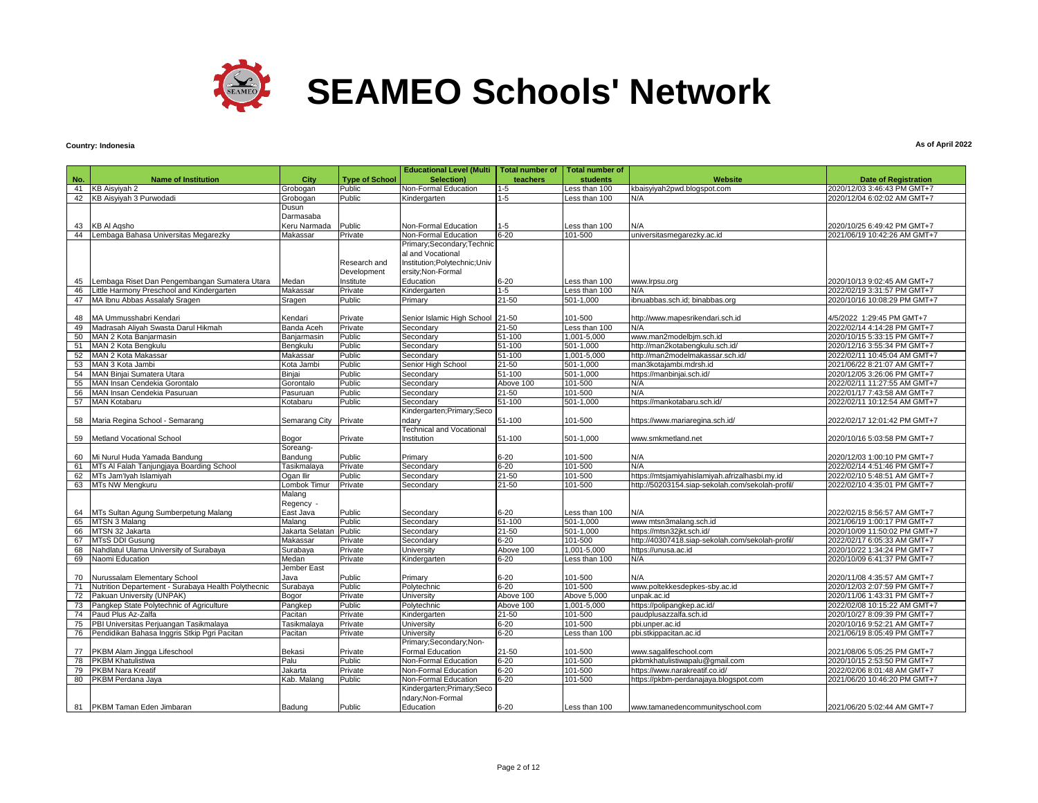# SEAMEO Schools' Network

**Country: Indonesia**

**As of April 2022**

| No. | Name of Institution | City | Type of School | Educational Level (Multi Selection) | Total number of teachers | Total number of students | Website | Date of Registration |
|---|---|---|---|---|---|---|---|---|
| 41 | KB Aisyiyah 2 | Grobogan | Public | Non-Formal Education | 1-5 | Less than 100 | kbaisyiyah2pwd.blogspot.com | 2020/12/03 3:46:43 PM GMT+7 |
| 42 | KB Aisyiyah 3 Purwodadi | Grobogan | Public | Kindergarten | 1-5 | Less than 100 | N/A | 2020/12/04 6:02:02 AM GMT+7 |
| 43 | KB Al Aqsho | Dusun Darmasaba Keru Narmada | Public | Non-Formal Education | 1-5 | Less than 100 | N/A | 2020/10/25 6:49:42 PM GMT+7 |
| 44 | Lembaga Bahasa Universitas Megarezky | Makassar | Private | Non-Formal Education | 6-20 | 101-500 | universitasmegarezky.ac.id | 2021/06/19 10:42:26 AM GMT+7 |
| 45 | Lembaga Riset Dan Pengembangan Sumatera Utara | Medan | Research and Development Institute | Primary;Secondary;Technical and Vocational Institution;Polytechnic;University;Non-Formal Education | 6-20 | Less than 100 | www.lrpsu.org | 2020/10/13 9:02:45 AM GMT+7 |
| 46 | Little Harmony Preschool and Kindergarten | Makassar | Private | Kindergarten | 1-5 | Less than 100 | N/A | 2022/02/19 3:31:57 PM GMT+7 |
| 47 | MA Ibnu Abbas Assalafy Sragen | Sragen | Public | Primary | 21-50 | 501-1,000 | ibnuabbas.sch.id; binabbas.org | 2020/10/16 10:08:29 PM GMT+7 |
| 48 | MA Ummusshabri Kendari | Kendari | Private | Senior Islamic High School | 21-50 | 101-500 | http://www.mapesrikendari.sch.id | 4/5/2022 1:29:45 PM GMT+7 |
| 49 | Madrasah Aliyah Swasta Darul Hikmah | Banda Aceh | Private | Secondary | 21-50 | Less than 100 | N/A | 2022/02/14 4:14:28 PM GMT+7 |
| 50 | MAN 2 Kota Banjarmasin | Banjarmasin | Public | Secondary | 51-100 | 1,001-5,000 | www.man2modelbjm.sch.id | 2020/10/15 5:33:15 PM GMT+7 |
| 51 | MAN 2 Kota Bengkulu | Bengkulu | Public | Secondary | 51-100 | 501-1,000 | http://man2kotabengkulu.sch.id/ | 2020/12/16 3:55:34 PM GMT+7 |
| 52 | MAN 2 Kota Makassar | Makassar | Public | Secondary | 51-100 | 1,001-5,000 | http://man2modelmakassar.sch.id/ | 2022/02/11 10:45:04 AM GMT+7 |
| 53 | MAN 3 Kota Jambi | Kota Jambi | Public | Senior High School | 21-50 | 501-1,000 | man3kotajambi.mdrsh.id | 2021/06/22 8:21:07 AM GMT+7 |
| 54 | MAN Binjai Sumatera Utara | Binjai | Public | Secondary | 51-100 | 501-1,000 | https://manbinjai.sch.id/ | 2020/12/05 3:26:06 PM GMT+7 |
| 55 | MAN Insan Cendekia Gorontalo | Gorontalo | Public | Secondary | Above 100 | 101-500 | N/A | 2022/02/11 11:27:55 AM GMT+7 |
| 56 | MAN Insan Cendekia Pasuruan | Pasuruan | Public | Secondary | 21-50 | 101-500 | N/A | 2022/01/17 7:43:58 AM GMT+7 |
| 57 | MAN Kotabaru | Kotabaru | Public | Secondary | 51-100 | 501-1,000 | https://mankotabaru.sch.id/ | 2022/02/11 10:12:54 AM GMT+7 |
| 58 | Maria Regina School - Semarang | Semarang City | Private | Kindergarten;Primary;Secondary | 51-100 | 101-500 | https://www.mariaregina.sch.id/ | 2022/02/17 12:01:42 PM GMT+7 |
| 59 | Metland Vocational School | Bogor | Private | Technical and Vocational Institution | 51-100 | 501-1,000 | www.smkmetland.net | 2020/10/16 5:03:58 PM GMT+7 |
| 60 | Mi Nurul Huda Yamada Bandung | Soreang-Bandung | Public | Primary | 6-20 | 101-500 | N/A | 2020/12/03 1:00:10 PM GMT+7 |
| 61 | MTs Al Falah Tanjungjaya Boarding School | Tasikmalaya | Private | Secondary | 6-20 | 101-500 | N/A | 2022/02/14 4:51:46 PM GMT+7 |
| 62 | MTs Jam'Iyah Islamiyah | Ogan Ilir | Public | Secondary | 21-50 | 101-500 | https://mtsjamiyahislamiyah.afrizalhasbi.my.id | 2022/02/10 5:48:51 AM GMT+7 |
| 63 | MTs NW Mengkuru | Lombok Timur | Private | Secondary | 21-50 | 101-500 | http://50203154.siap-sekolah.com/sekolah-profil/ | 2022/02/10 4:35:01 PM GMT+7 |
| 64 | MTs Sultan Agung Sumberpetung Malang | Malang Regency - East Java | Public | Secondary | 6-20 | Less than 100 | N/A | 2022/02/15 8:56:57 AM GMT+7 |
| 65 | MTSN 3 Malang | Malang | Public | Secondary | 51-100 | 501-1,000 | www mtsn3malang.sch.id | 2021/06/19 1:00:17 PM GMT+7 |
| 66 | MTSN 32 Jakarta | Jakarta Selatan | Public | Secondary | 21-50 | 501-1,000 | https://mtsn32jkt.sch.id/ | 2020/10/09 11:50:02 PM GMT+7 |
| 67 | MTsS DDI Gusung | Makassar | Private | Secondary | 6-20 | 101-500 | http://40307418.siap-sekolah.com/sekolah-profil/ | 2022/02/17 6:05:33 AM GMT+7 |
| 68 | Nahdlatul Ulama University of Surabaya | Surabaya | Private | University | Above 100 | 1,001-5,000 | https://unusa.ac.id | 2020/10/22 1:34:24 PM GMT+7 |
| 69 | Naomi Education | Medan | Private | Kindergarten | 6-20 | Less than 100 | N/A | 2020/10/09 6:41:37 PM GMT+7 |
| 70 | Nurussalam Elementary School | Jember East Java | Public | Primary | 6-20 | 101-500 | N/A | 2020/11/08 4:35:57 AM GMT+7 |
| 71 | Nutrition Departement - Surabaya Health Polythecnic | Surabaya | Public | Polytechnic | 6-20 | 101-500 | www.poltekkesdepkes-sby.ac.id | 2020/12/03 2:07:59 PM GMT+7 |
| 72 | Pakuan University (UNPAK) | Bogor | Private | University | Above 100 | Above 5,000 | unpak.ac.id | 2020/11/06 1:43:31 PM GMT+7 |
| 73 | Pangkep State Polytechnic of Agriculture | Pangkep | Public | Polytechnic | Above 100 | 1,001-5,000 | https://polipangkep.ac.id/ | 2022/02/08 10:15:22 AM GMT+7 |
| 74 | Paud Plus Az-Zalfa | Pacitan | Private | Kindergarten | 21-50 | 101-500 | paudplusazzalfa.sch.id | 2020/10/27 8:09:39 PM GMT+7 |
| 75 | PBI Universitas Perjuangan Tasikmalaya | Tasikmalaya | Private | University | 6-20 | 101-500 | pbi.unper.ac.id | 2020/10/16 9:52:21 AM GMT+7 |
| 76 | Pendidikan Bahasa Inggris Stkip Pgri Pacitan | Pacitan | Private | University | 6-20 | Less than 100 | pbi.stkippacitan.ac.id | 2021/06/19 8:05:49 PM GMT+7 |
| 77 | PKBM Alam Jingga Lifeschool | Bekasi | Private | Primary;Secondary;Non-Formal Education | 21-50 | 101-500 | www.sagalifeschool.com | 2021/08/06 5:05:25 PM GMT+7 |
| 78 | PKBM Khatulistiwa | Palu | Public | Non-Formal Education | 6-20 | 101-500 | pkbmkhatulistiwapalu@gmail.com | 2020/10/15 2:53:50 PM GMT+7 |
| 79 | PKBM Nara Kreatif | Jakarta | Private | Non-Formal Education | 6-20 | 101-500 | https://www.narakreatif.co.id/ | 2022/02/06 8:01:48 AM GMT+7 |
| 80 | PKBM Perdana Jaya | Kab. Malang | Public | Non-Formal Education | 6-20 | 101-500 | https://pkbm-perdanajaya.blogspot.com | 2021/06/20 10:46:20 PM GMT+7 |
| 81 | PKBM Taman Eden Jimbaran | Badung | Public | Kindergarten;Primary;Secondary;Non-Formal Education | 6-20 | Less than 100 | www.tamanedencommunityschool.com | 2021/06/20 5:02:44 AM GMT+7 |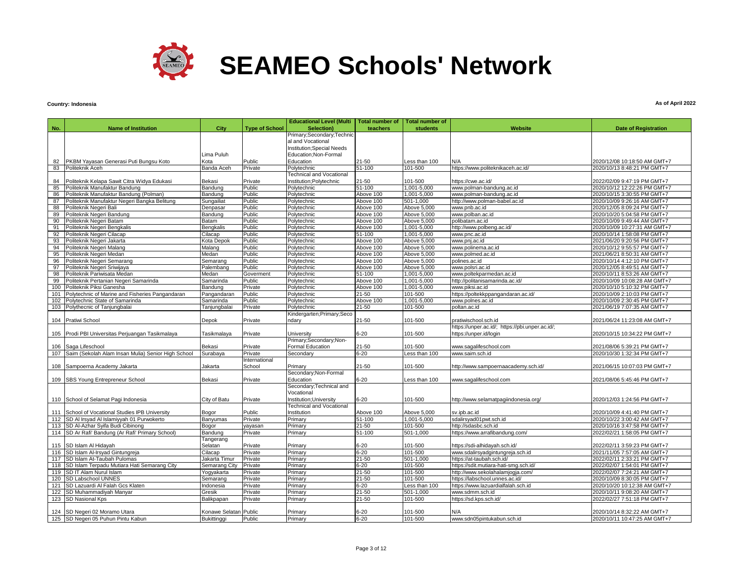# SEAMEO Schools' Network

**Country: Indonesia**

**As of April 2022**

| No. | Name of Institution | City | Type of School | Educational Level (Multi Selection) | Total number of teachers | Total number of students | Website | Date of Registration |
|---|---|---|---|---|---|---|---|---|
| 82 | PKBM Yayasan Generasi Puti Bungsu Koto | Lima Puluh Kota | Public | Primary;Secondary;Technical and Vocational Institution;Special Needs Education;Non-Formal Education | 21-50 | Less than 100 | N/A | 2020/12/08 10:18:50 AM GMT+7 |
| 83 | Politeknik Aceh | Banda Aceh | Private | Polytechnic | 51-100 | 101-500 | https://www.politeknikaceh.ac.id/ | 2020/10/13 8:48:21 PM GMT+7 |
| 84 | Politeknik Kelapa Sawit Citra Widya Edukasi | Bekasi | Private | Technical and Vocational Institution;Polytechnic | 21-50 | 101-500 | https://cwe.ac.id/ | 2022/02/09 9:47:19 PM GMT+7 |
| 85 | Politeknik Manufaktur Bandung | Bandung | Public | Polytechnic | 51-100 | 1,001-5,000 | www.polman-bandung.ac.id | 2020/10/12 12:22:26 PM GMT+7 |
| 86 | Politeknik Manufaktur Bandung (Polman) | Bandung | Public | Polytechnic | Above 100 | 1,001-5,000 | www.polman-bandung.ac.id | 2020/10/15 3:30:55 PM GMT+7 |
| 87 | Politeknik Manufaktur Negeri Bangka Belitung | Sungailiat | Public | Polytechnic | Above 100 | 501-1,000 | http://www.polman-babel.ac.id | 2020/10/09 9:26:16 AM GMT+7 |
| 88 | Politeknik Negeri Bali | Denpasar | Public | Polytechnic | Above 100 | Above 5,000 | www.pnb.ac.id | 2020/12/05 8:09:24 PM GMT+7 |
| 89 | Politeknik Negeri Bandung | Bandung | Public | Polytechnic | Above 100 | Above 5,000 | www.polban.ac.id | 2020/10/20 5:04:58 PM GMT+7 |
| 90 | Politeknik Negeri Batam | Batam | Public | Polytechnic | Above 100 | Above 5,000 | polibatam.ac.id | 2020/10/09 9:49:44 AM GMT+7 |
| 91 | Politeknik Negeri Bengkalis | Bengkalis | Public | Polytechnic | Above 100 | 1,001-5,000 | http://www.polbeng.ac.id/ | 2020/10/09 10:27:31 AM GMT+7 |
| 92 | Politeknik Negeri Cilacap | Cilacap | Public | Polytechnic | 51-100 | 1,001-5,000 | www.pnc.ac.id | 2020/10/14 1:58:08 PM GMT+7 |
| 93 | Politeknik Negeri Jakarta | Kota Depok | Public | Polytechnic | Above 100 | Above 5,000 | www.pnj.ac.id | 2021/06/20 9:20:56 PM GMT+7 |
| 94 | Politeknik Negeri Malang | Malang | Public | Polytechnic | Above 100 | Above 5,000 | www.polinema.ac.id | 2020/10/12 9:55:57 PM GMT+7 |
| 95 | Politeknik Negeri Medan | Medan | Public | Polytechnic | Above 100 | Above 5,000 | www.polmed.ac.id | 2021/06/21 8:50:31 AM GMT+7 |
| 96 | Politeknik Negeri Semarang | Semarang | Public | Polytechnic | Above 100 | Above 5,000 | polines.ac.id | 2020/10/14 4:12:10 PM GMT+7 |
| 97 | Politeknik Negeri Sriwijaya | Palembang | Public | Polytechnic | Above 100 | Above 5,000 | www.polsri.ac.id | 2020/12/05 8:49:51 AM GMT+7 |
| 98 | Politeknik Pariwisata Medan | Medan | Goverment | Polytechnic | 51-100 | 1,001-5,000 | www.poltekparmedan.ac.id | 2020/10/11 8:53:26 AM GMT+7 |
| 99 | Politeknik Pertanian Negeri Samarinda | Samarinda | Public | Polytechnic | Above 100 | 1,001-5,000 | http://politanisamarinda.ac.id/ | 2020/10/09 10:08:28 AM GMT+7 |
| 100 | Politeknik Piksi Ganesha | Bandung | Private | Polytechnic | Above 100 | 1,001-5,000 | www.piksi.ac.id | 2020/10/10 5:10:32 PM GMT+7 |
| 101 | Polytechnic of Marine and Fisheries Pangandaran | Pangandaran | Public | Polytechnic | 21-50 | 101-500 | https://poltekkppangandaran.ac.id/ | 2020/10/09 2:10:03 PM GMT+7 |
| 102 | Polytechnic State of Samarinda | Samarinda | Public | Polytechnic | Above 100 | 1,001-5,000 | www.polnes.ac.id | 2020/10/09 2:30:45 PM GMT+7 |
| 103 | Polythecnic of Tanjungbalai | Tanjungbalai | Private | Polytechnic | 21-50 | 101-500 | poltan.ac.id | 2021/06/19 7:07:35 AM GMT+7 |
| 104 | Pratiwi School | Depok | Private | Kindergarten;Primary;Secondary | 21-50 | 101-500 | pratiwischool.sch.id | 2021/06/24 11:23:08 AM GMT+7 |
| 105 | Prodi PBI Universitas Perjuangan Tasikmalaya | Tasikmalaya | Private | University | 6-20 | 101-500 | https://unper.ac.id/; https://pbi.unper.ac.id/; https://unper.id/login | 2020/10/15 10:34:22 PM GMT+7 |
| 106 | Saga Lifeschool | Bekasi | Private | Primary;Secondary;Non-Formal Education | 21-50 | 101-500 | www.sagalifeschool.com | 2021/08/06 5:39:21 PM GMT+7 |
| 107 | Saim (Sekolah Alam Insan Mulia) Senior High School | Surabaya | Private | Secondary | 6-20 | Less than 100 | www.saim.sch.id | 2020/10/30 1:32:34 PM GMT+7 |
| 108 | Sampoerna Academy Jakarta | Jakarta | International School | Primary | 21-50 | 101-500 | http://www.sampoernaacademy.sch.id/ | 2021/06/15 10:07:03 PM GMT+7 |
| 109 | SBS Young Entrepreneur School | Bekasi | Private | Secondary;Non-Formal Education | 6-20 | Less than 100 | www.sagalifeschool.com | 2021/08/06 5:45:46 PM GMT+7 |
| 110 | School of Selamat Pagi Indonesia | City of Batu | Private | Secondary;Technical and Vocational Institution;University | 6-20 | 101-500 | http://www.selamatpagiindonesia.org/ | 2020/12/03 1:24:56 PM GMT+7 |
| 111 | School of Vocational Studies IPB University | Bogor | Public | Technical and Vocational Institution | Above 100 | Above 5,000 | sv.ipb.ac.id | 2020/10/09 4:41:40 PM GMT+7 |
| 112 | SD Al Irsyad Al Islamiyyah 01 Purwokerto | Banyumas | Private | Primary | 51-100 | 1,001-5,000 | sdalirsyad01pwt.sch.id | 2020/10/22 3:00:42 AM GMT+7 |
| 113 | SD Al-Azhar Syifa Budi Cibinong | Bogor | yayasan | Primary | 21-50 | 101-500 | http://sdasbc.sch.id | 2020/10/16 3:47:58 PM GMT+7 |
| 114 | SD Ar Rafi' Bandung (Ar Rafi' Primary School) | Bandung | Private | Primary | 51-100 | 501-1,000 | https://www.arrafibandung.com/ | 2022/02/21 1:58:05 PM GMT+7 |
| 115 | SD Islam Al Hidayah | Tangerang Selatan | Private | Primary | 6-20 | 101-500 | https://sdi-alhidayah.sch.id/ | 2022/02/11 3:59:23 PM GMT+7 |
| 116 | SD Islam Al-Irsyad Gintungreja | Cilacap | Private | Primary | 6-20 | 101-500 | www.sdalirsyadgintungreja.sch.id | 2021/11/05 7:57:05 AM GMT+7 |
| 117 | SD Islam At-Taubah Pulomas | Jakarta Timur | Private | Primary | 21-50 | 501-1,000 | https://at-taubah.sch.id/ | 2022/02/11 2:33:21 PM GMT+7 |
| 118 | SD Islam Terpadu Mutiara Hati Semarang City | Semarang City | Private | Primary | 6-20 | 101-500 | https://sdit.mutiara-hati-smg.sch.id/ | 2022/02/07 1:54:01 PM GMT+7 |
| 119 | SD IT Alam Nurul Islam | Yogyakarta | Private | Primary | 21-50 | 101-500 | http://www.sekolahalamjogja.com/ | 2022/02/07 7:24:21 AM GMT+7 |
| 120 | SD Labschool UNNES | Semarang | Private | Primary | 21-50 | 101-500 | https://labschool.unnes.ac.id/ | 2020/10/09 8:30:05 PM GMT+7 |
| 121 | SD Lazuardi Al Falah Gcs Klaten | Indonesia | Private | Primary | 6-20 | Less than 100 | https://www.lazuardialfalah.sch.id | 2020/10/20 10:12:38 AM GMT+7 |
| 122 | SD Muhammadiyah Manyar | Gresik | Private | Primary | 21-50 | 501-1,000 | www.sdmm.sch.id | 2020/10/11 9:08:20 AM GMT+7 |
| 123 | SD Nasional Kps | Balikpapan | Private | Primary | 21-50 | 101-500 | https://sd.kps.sch.id/ | 2022/02/27 7:51:18 PM GMT+7 |
| 124 | SD Negeri 02 Moramo Utara | Konawe Selatan | Public | Primary | 6-20 | 101-500 | N/A | 2020/10/14 8:32:22 AM GMT+7 |
| 125 | SD Negeri 05 Puhun Pintu Kabun | Bukittinggi | Public | Primary | 6-20 | 101-500 | www.sdn05pintukabun.sch.id | 2020/10/11 10:47:25 AM GMT+7 |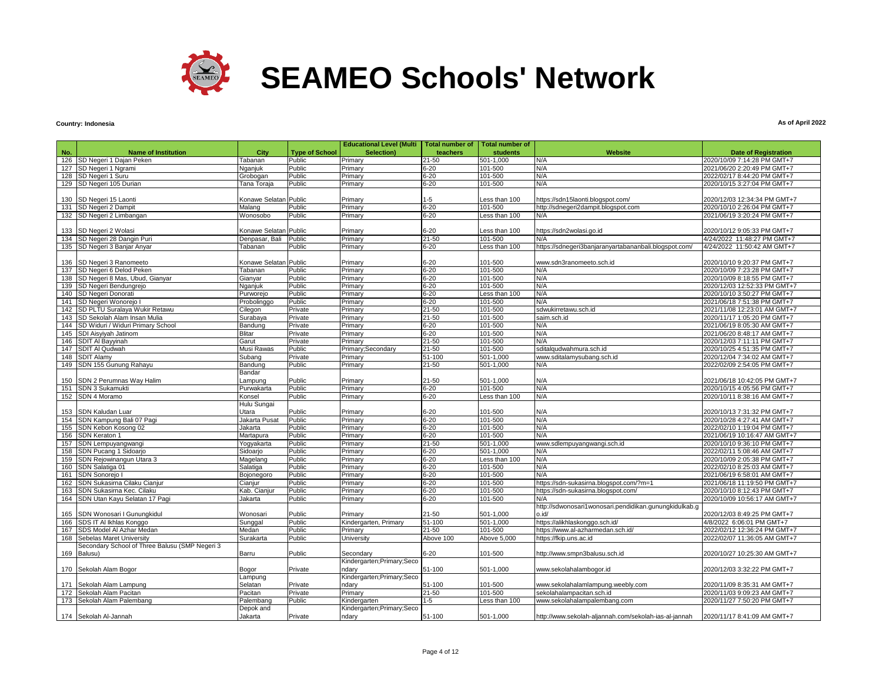# SEAMEO Schools' Network

**Country: Indonesia**

**As of April 2022**

| No. | Name of Institution | City | Type of School | Educational Level (Multi Selection) | Total number of teachers | Total number of students | Website | Date of Registration |
|---|---|---|---|---|---|---|---|---|
| 126 | SD Negeri 1 Dajan Peken | Tabanan | Public | Primary | 21-50 | 501-1,000 | N/A | 2020/10/09 7:14:28 PM GMT+7 |
| 127 | SD Negeri 1 Ngrami | Nganjuk | Public | Primary | 6-20 | 101-500 | N/A | 2021/06/20 2:20:49 PM GMT+7 |
| 128 | SD Negeri 1 Suru | Grobogan | Public | Primary | 6-20 | 101-500 | N/A | 2022/02/17 8:44:20 PM GMT+7 |
| 129 | SD Negeri 105 Durian | Tana Toraja | Public | Primary | 6-20 | 101-500 | N/A | 2020/10/15 3:27:04 PM GMT+7 |
| 130 | SD Negeri 15 Laonti | Konawe Selatan | Public | Primary | 1-5 | Less than 100 | https://sdn15laonti.blogspot.com/ | 2020/12/03 12:34:34 PM GMT+7 |
| 131 | SD Negeri 2 Dampit | Malang | Public | Primary | 6-20 | 101-500 | http://sdnegeri2dampit.blogspot.com | 2020/10/10 2:26:04 PM GMT+7 |
| 132 | SD Negeri 2 Limbangan | Wonosobo | Public | Primary | 6-20 | Less than 100 | N/A | 2021/06/19 3:20:24 PM GMT+7 |
| 133 | SD Negeri 2 Wolasi | Konawe Selatan | Public | Primary | 6-20 | Less than 100 | https://sdn2wolasi.go.id | 2020/10/12 9:05:33 PM GMT+7 |
| 134 | SD Negeri 28 Dangin Puri | Denpasar, Bali | Public | Primary | 21-50 | 101-500 | N/A | 4/24/2022 11:48:27 PM GMT+7 |
| 135 | SD Negeri 3 Banjar Anyar | Tabanan | Public | Primary | 6-20 | Less than 100 | https://sdnegeri3banjaranyartabananbali.blogspot.com/ | 4/24/2022 11:50:42 AM GMT+7 |
| 136 | SD Negeri 3 Ranomeeto | Konawe Selatan | Public | Primary | 6-20 | 101-500 | www.sdn3ranomeeto.sch.id | 2020/10/10 9:20:37 PM GMT+7 |
| 137 | SD Negeri 6 Delod Peken | Tabanan | Public | Primary | 6-20 | 101-500 | N/A | 2020/10/09 7:23:28 PM GMT+7 |
| 138 | SD Negeri 8 Mas, Ubud, Gianyar | Gianyar | Public | Primary | 6-20 | 101-500 | N/A | 2020/10/09 8:18:55 PM GMT+7 |
| 139 | SD Negeri Bendungrejo | Nganjuk | Public | Primary | 6-20 | 101-500 | N/A | 2020/12/03 12:52:33 PM GMT+7 |
| 140 | SD Negeri Donorati | Purworejo | Public | Primary | 6-20 | Less than 100 | N/A | 2020/10/10 3:50:27 PM GMT+7 |
| 141 | SD Negeri Wonorejo I | Probolinggo | Public | Primary | 6-20 | 101-500 | N/A | 2021/06/18 7:51:38 PM GMT+7 |
| 142 | SD PLTU Suralaya Wukir Retawu | Cilegon | Private | Primary | 21-50 | 101-500 | sdwukirretawu.sch.id | 2021/11/08 12:23:01 AM GMT+7 |
| 143 | SD Sekolah Alam Insan Mulia | Surabaya | Private | Primary | 21-50 | 101-500 | saim.sch.id | 2020/11/17 1:05:20 PM GMT+7 |
| 144 | SD Widuri / Widuri Primary School | Bandung | Private | Primary | 6-20 | 101-500 | N/A | 2021/06/19 8:05:30 AM GMT+7 |
| 145 | SDI Aisyiyah Jatinom | Blitar | Private | Primary | 6-20 | 101-500 | N/A | 2021/06/20 8:48:17 AM GMT+7 |
| 146 | SDIT Al Bayyinah | Garut | Private | Primary | 21-50 | 101-500 | N/A | 2020/12/03 7:11:11 PM GMT+7 |
| 147 | SDIT Al Qudwah | Musi Rawas | Public | Primary;Secondary | 21-50 | 101-500 | sditalqudwahmura.sch.id | 2020/10/25 4:51:35 PM GMT+7 |
| 148 | SDIT Alamy | Subang | Private | Primary | 51-100 | 501-1,000 | www.sditalamysubang.sch.id | 2020/12/04 7:34:02 AM GMT+7 |
| 149 | SDN 155 Gunung Rahayu | Bandung | Public | Primary | 21-50 | 501-1,000 | N/A | 2022/02/09 2:54:05 PM GMT+7 |
| 150 | SDN 2 Perumnas Way Halim | Bandar Lampung | Public | Primary | 21-50 | 501-1,000 | N/A | 2021/06/18 10:42:05 PM GMT+7 |
| 151 | SDN 3 Sukamukti | Purwakarta | Public | Primary | 6-20 | 101-500 | N/A | 2020/10/15 4:05:56 PM GMT+7 |
| 152 | SDN 4 Moramo | Konsel | Public | Primary | 6-20 | Less than 100 | N/A | 2020/10/11 8:38:16 AM GMT+7 |
| 153 | SDN Kaludan Luar | Hulu Sungai Utara | Public | Primary | 6-20 | 101-500 | N/A | 2020/10/13 7:31:32 PM GMT+7 |
| 154 | SDN Kampung Bali 07 Pagi | Jakarta Pusat | Public | Primary | 6-20 | 101-500 | N/A | 2020/10/28 4:27:41 AM GMT+7 |
| 155 | SDN Kebon Kosong 02 | Jakarta | Public | Primary | 6-20 | 101-500 | N/A | 2022/02/10 1:19:04 PM GMT+7 |
| 156 | SDN Keraton 1 | Martapura | Public | Primary | 6-20 | 101-500 | N/A | 2021/06/19 10:16:47 AM GMT+7 |
| 157 | SDN Lempuyangwangi | Yogyakarta | Public | Primary | 21-50 | 501-1,000 | www.sdlempuyangwangi.sch.id | 2020/10/10 9:36:10 PM GMT+7 |
| 158 | SDN Pucang 1 Sidoarjo | Sidoarjo | Public | Primary | 6-20 | 501-1,000 | N/A | 2022/02/11 5:08:46 AM GMT+7 |
| 159 | SDN Rejowinangun Utara 3 | Magelang | Public | Primary | 6-20 | Less than 100 | N/A | 2020/10/09 2:05:38 PM GMT+7 |
| 160 | SDN Salatiga 01 | Salatiga | Public | Primary | 6-20 | 101-500 | N/A | 2022/02/10 8:25:03 AM GMT+7 |
| 161 | SDN Sonorejo I | Bojonegoro | Public | Primary | 6-20 | 101-500 | N/A | 2021/06/19 6:58:01 AM GMT+7 |
| 162 | SDN Sukasirna Cilaku Cianjur | Cianjur | Public | Primary | 6-20 | 101-500 | https://sdn-sukasirna.blogspot.com/?m=1 | 2021/06/18 11:19:50 PM GMT+7 |
| 163 | SDN Sukasirna Kec. Cilaku | Kab. Cianjur | Public | Primary | 6-20 | 101-500 | https://sdn-sukasirna.blogspot.com/ | 2020/10/10 8:12:43 PM GMT+7 |
| 164 | SDN Utan Kayu Selatan 17 Pagi | Jakarta | Public | Primary | 6-20 | 101-500 | N/A | 2020/10/09 10:56:17 AM GMT+7 |
| 165 | SDN Wonosari I Gunungkidul | Wonosari | Public | Primary | 21-50 | 501-1,000 | http://sdwonosari1wonosari.pendidikan.gunungkidulkab.go.id/ | 2020/12/03 8:49:25 PM GMT+7 |
| 166 | SDS IT Al Ikhlas Konggo | Sunggal | Public | Kindergarten, Primary | 51-100 | 501-1,000 | https://alikhlaskonggo.sch.id/ | 4/8/2022 6:06:01 PM GMT+7 |
| 167 | SDS Model Al Azhar Medan | Medan | Public | Primary | 21-50 | 101-500 | https://www.al-azharmedan.sch.id/ | 2022/02/12 12:36:24 PM GMT+7 |
| 168 | Sebelas Maret University | Surakarta | Public | University | Above 100 | Above 5,000 | https://fkip.uns.ac.id | 2022/02/07 11:36:05 AM GMT+7 |
| 169 | Secondary School of Three Balusu (SMP Negeri 3 Balusu) | Barru | Public | Secondary | 6-20 | 101-500 | http://www.smpn3balusu.sch.id | 2020/10/27 10:25:30 AM GMT+7 |
| 170 | Sekolah Alam Bogor | Bogor | Private | Kindergarten;Primary;Secondary | 51-100 | 501-1,000 | www.sekolahalambogor.id | 2020/12/03 3:32:22 PM GMT+7 |
| 171 | Sekolah Alam Lampung | Lampung Selatan | Private | Kindergarten;Primary;Secondary | 51-100 | 101-500 | www.sekolahalamlampung.weebly.com | 2020/11/09 8:35:31 AM GMT+7 |
| 172 | Sekolah Alam Pacitan | Pacitan | Private | Primary | 21-50 | 101-500 | sekolahalampacitan.sch.id | 2020/11/03 9:09:23 AM GMT+7 |
| 173 | Sekolah Alam Palembang | Palembang | Public | Kindergarten | 1-5 | Less than 100 | www.sekolahalampalembang.com | 2020/11/27 7:50:20 PM GMT+7 |
| 174 | Sekolah Al-Jannah | Depok and Jakarta | Private | Kindergarten;Primary;Secondary | 51-100 | 501-1,000 | http://www.sekolah-aljannah.com/sekolah-ias-al-jannah | 2020/11/17 8:41:09 AM GMT+7 |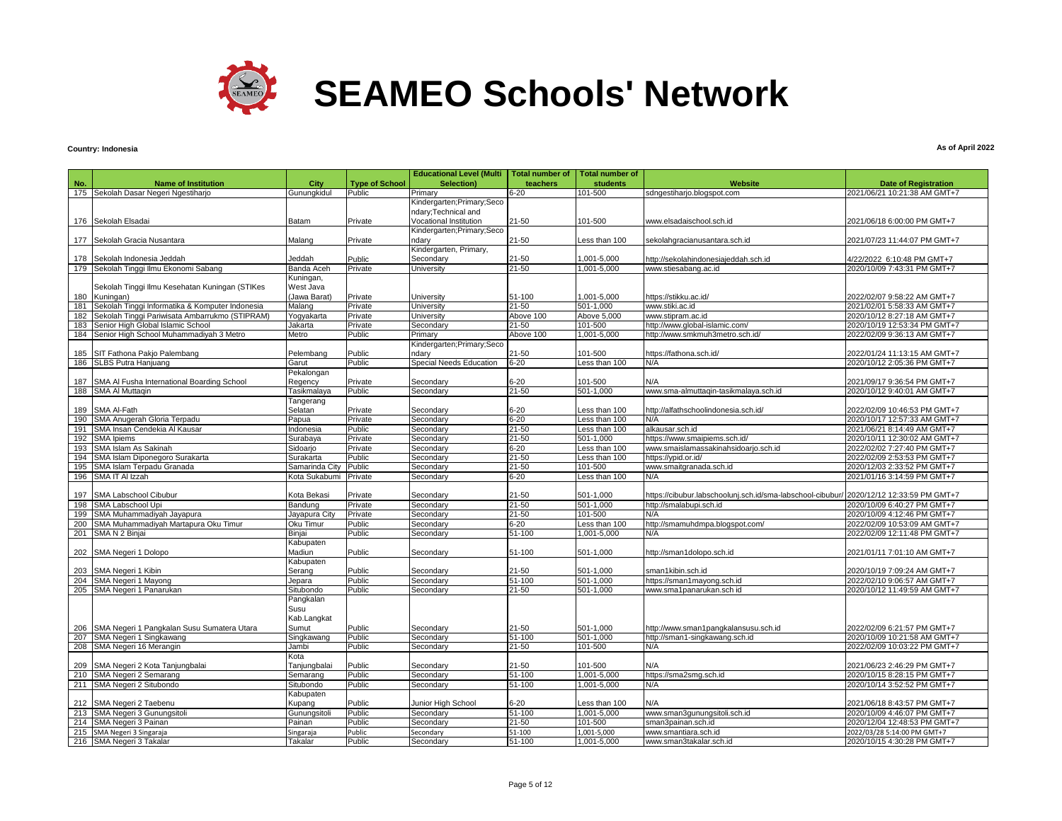# SEAMEO Schools' Network

**Country: Indonesia**

**As of April 2022**

| No. | Name of Institution | City | Type of School | Educational Level (Multi Selection) | Total number of teachers | Total number of students | Website | Date of Registration |
|---|---|---|---|---|---|---|---|---|
| 175 | Sekolah Dasar Negeri Ngestiharjo | Gunungkidul | Public | Primary | 6-20 | 101-500 | sdngestiharjo.blogspot.com | 2021/06/21 10:21:38 AM GMT+7 |
| 176 | Sekolah Elsadai | Batam | Private | Kindergarten;Primary;Secondary;Technical and Vocational Institution | 21-50 | 101-500 | www.elsadaischool.sch.id | 2021/06/18 6:00:00 PM GMT+7 |
| 177 | Sekolah Gracia Nusantara | Malang | Private | Kindergarten;Primary;Secondary | 21-50 | Less than 100 | sekolahgracianusantara.sch.id | 2021/07/23 11:44:07 PM GMT+7 |
| 178 | Sekolah Indonesia Jeddah | Jeddah | Public | Kindergarten, Primary, Secondary | 21-50 | 1,001-5,000 | http://sekolahindonesiajeddah.sch.id | 4/22/2022 6:10:48 PM GMT+7 |
| 179 | Sekolah Tinggi Ilmu Ekonomi Sabang | Banda Aceh | Private | University | 21-50 | 1,001-5,000 | www.stiesabang.ac.id | 2020/10/09 7:43:31 PM GMT+7 |
| 180 | Sekolah Tinggi Ilmu Kesehatan Kuningan (STIKes Kuningan) | Kuningan, West Java (Jawa Barat) | Private | University | 51-100 | 1,001-5,000 | https://stikku.ac.id/ | 2022/02/07 9:58:22 AM GMT+7 |
| 181 | Sekolah Tinggi Informatika & Komputer Indonesia | Malang | Private | University | 21-50 | 501-1,000 | www.stiki.ac.id | 2021/02/01 5:58:33 AM GMT+7 |
| 182 | Sekolah Tinggi Pariwisata Ambarrukmo (STIPRAM) | Yogyakarta | Private | University | Above 100 | Above 5,000 | www.stipram.ac.id | 2020/10/12 8:27:18 AM GMT+7 |
| 183 | Senior High Global Islamic School | Jakarta | Private | Secondary | 21-50 | 101-500 | http://www.global-islamic.com/ | 2020/10/19 12:53:34 PM GMT+7 |
| 184 | Senior High School Muhammadiyah 3 Metro | Metro | Public | Primary | Above 100 | 1,001-5,000 | http://www.smkmuh3metro.sch.id/ | 2022/02/09 9:36:13 AM GMT+7 |
| 185 | SIT Fathona Pakjo Palembang | Pelembang | Public | Kindergarten;Primary;Secondary | 21-50 | 101-500 | https://fathona.sch.id/ | 2022/01/24 11:13:15 AM GMT+7 |
| 186 | SLBS Putra Hanjuang | Garut | Public | Special Needs Education | 6-20 | Less than 100 | N/A | 2020/10/12 2:05:36 PM GMT+7 |
| 187 | SMA Al Fusha International Boarding School | Pekalongan Regency | Private | Secondary | 6-20 | 101-500 | N/A | 2021/09/17 9:36:54 PM GMT+7 |
| 188 | SMA Al Muttaqin | Tasikmalaya | Public | Secondary | 21-50 | 501-1,000 | www.sma-almuttaqin-tasikmalaya.sch.id | 2020/10/12 9:40:01 AM GMT+7 |
| 189 | SMA Al-Fath | Tangerang Selatan | Private | Secondary | 6-20 | Less than 100 | http://alfathschoolindonesia.sch.id/ | 2022/02/09 10:46:53 PM GMT+7 |
| 190 | SMA Anugerah Gloria Terpadu | Papua | Private | Secondary | 6-20 | Less than 100 | N/A | 2020/10/17 12:57:33 AM GMT+7 |
| 191 | SMA Insan Cendekia Al Kausar | Indonesia | Public | Secondary | 21-50 | Less than 100 | alkausar.sch.id | 2021/06/21 8:14:49 AM GMT+7 |
| 192 | SMA Ipiems | Surabaya | Private | Secondary | 21-50 | 501-1,000 | https://www.smaipiems.sch.id/ | 2020/10/11 12:30:02 AM GMT+7 |
| 193 | SMA Islam As Sakinah | Sidoarjo | Private | Secondary | 6-20 | Less than 100 | www.smaislamassakinahsidoarjo.sch.id | 2022/02/02 7:27:40 PM GMT+7 |
| 194 | SMA Islam Diponegoro Surakarta | Surakarta | Public | Secondary | 21-50 | Less than 100 | https://ypid.or.id/ | 2022/02/09 2:53:53 PM GMT+7 |
| 195 | SMA Islam Terpadu Granada | Samarinda City | Public | Secondary | 21-50 | 101-500 | www.smaitgranada.sch.id | 2020/12/03 2:33:52 PM GMT+7 |
| 196 | SMA IT Al Izzah | Kota Sukabumi | Private | Secondary | 6-20 | Less than 100 | N/A | 2021/01/16 3:14:59 PM GMT+7 |
| 197 | SMA Labschool Cibubur | Kota Bekasi | Private | Secondary | 21-50 | 501-1,000 | https://cibubur.labschoolunj.sch.id/sma-labschool-cibubur/ | 2020/12/12 12:33:59 PM GMT+7 |
| 198 | SMA Labschool Upi | Bandung | Private | Secondary | 21-50 | 501-1,000 | http://smalabupi.sch.id | 2020/10/09 6:40:27 PM GMT+7 |
| 199 | SMA Muhammadiyah Jayapura | Jayapura City | Private | Secondary | 21-50 | 101-500 | N/A | 2020/10/09 4:12:46 PM GMT+7 |
| 200 | SMA Muhammadiyah Martapura Oku Timur | Oku Timur | Public | Secondary | 6-20 | Less than 100 | http://smamuhdmpa.blogspot.com/ | 2022/02/09 10:53:09 AM GMT+7 |
| 201 | SMA N 2 Binjai | Binjai | Public | Secondary | 51-100 | 1,001-5,000 | N/A | 2022/02/09 12:11:48 PM GMT+7 |
| 202 | SMA Negeri 1 Dolopo | Kabupaten Madiun | Public | Secondary | 51-100 | 501-1,000 | http://sman1dolopo.sch.id | 2021/01/11 7:01:10 AM GMT+7 |
| 203 | SMA Negeri 1 Kibin | Kabupaten Serang | Public | Secondary | 21-50 | 501-1,000 | sman1kibin.sch.id | 2020/10/19 7:09:24 AM GMT+7 |
| 204 | SMA Negeri 1 Mayong | Jepara | Public | Secondary | 51-100 | 501-1,000 | https://sman1mayong.sch.id | 2022/02/10 9:06:57 AM GMT+7 |
| 205 | SMA Negeri 1 Panarukan | Situbondo | Public | Secondary | 21-50 | 501-1,000 | www.sma1panarukan.sch id | 2020/10/12 11:49:59 AM GMT+7 |
| 206 | SMA Negeri 1 Pangkalan Susu Sumatera Utara | Pangkalan Susu Kab.Langkat Sumut | Public | Secondary | 21-50 | 501-1,000 | http://www.sman1pangkalansusu.sch.id | 2022/02/09 6:21:57 PM GMT+7 |
| 207 | SMA Negeri 1 Singkawang | Singkawang | Public | Secondary | 51-100 | 501-1,000 | http://sman1-singkawang.sch.id | 2020/10/09 10:21:58 AM GMT+7 |
| 208 | SMA Negeri 16 Merangin | Jambi | Public | Secondary | 21-50 | 101-500 | N/A | 2022/02/09 10:03:22 PM GMT+7 |
| 209 | SMA Negeri 2 Kota Tanjungbalai | Kota Tanjungbalai | Public | Secondary | 21-50 | 101-500 | N/A | 2021/06/23 2:46:29 PM GMT+7 |
| 210 | SMA Negeri 2 Semarang | Semarang | Public | Secondary | 51-100 | 1,001-5,000 | https://sma2smg.sch.id | 2020/10/15 8:28:15 PM GMT+7 |
| 211 | SMA Negeri 2 Situbondo | Situbondo | Public | Secondary | 51-100 | 1,001-5,000 | N/A | 2020/10/14 3:52:52 PM GMT+7 |
| 212 | SMA Negeri 2 Taebenu | Kabupaten Kupang | Public | Junior High School | 6-20 | Less than 100 | N/A | 2021/06/18 8:43:57 PM GMT+7 |
| 213 | SMA Negeri 3 Gunungsitoli | Gunungsitoli | Public | Secondary | 51-100 | 1,001-5,000 | www.sman3gunungsitoli.sch.id | 2020/10/09 4:46:07 PM GMT+7 |
| 214 | SMA Negeri 3 Painan | Painan | Public | Secondary | 21-50 | 101-500 | sman3painan.sch.id | 2020/12/04 12:48:53 PM GMT+7 |
| 215 | SMA Negeri 3 Singaraja | Singaraja | Public | Secondary | 51-100 | 1,001-5,000 | www.smantiara.sch.id | 2022/03/28 5:14:00 PM GMT+7 |
| 216 | SMA Negeri 3 Takalar | Takalar | Public | Secondary | 51-100 | 1,001-5,000 | www.sman3takalar.sch.id | 2020/10/15 4:30:28 PM GMT+7 |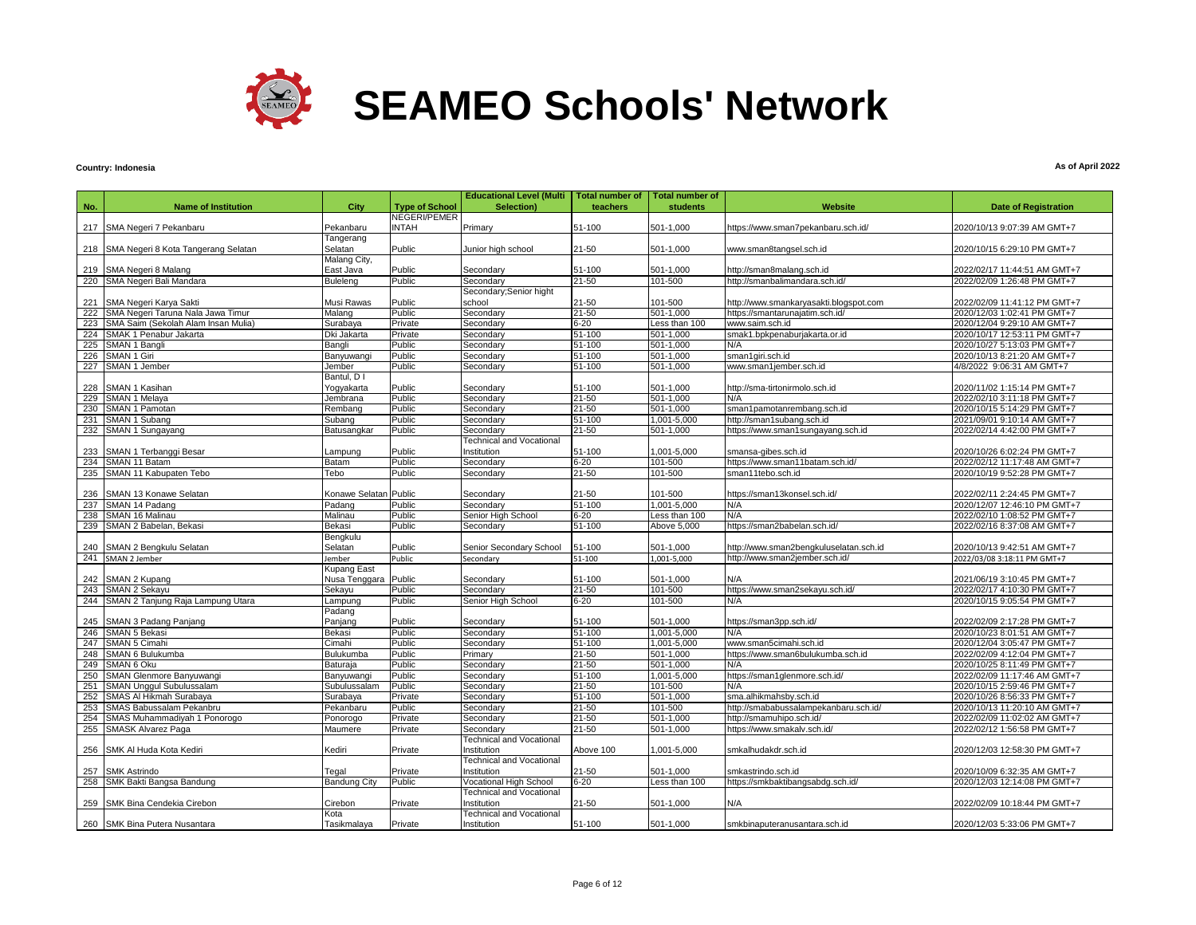# SEAMEO Schools' Network

**Country: Indonesia**

**As of April 2022**

| No. | Name of Institution | City | Type of School | Educational Level (Multi Selection) | Total number of teachers | Total number of students | Website | Date of Registration |
|---|---|---|---|---|---|---|---|---|
| 217 | SMA Negeri 7 Pekanbaru | Pekanbaru | NEGERI/PEMERINTAH | Primary | 51-100 | 501-1,000 | https://www.sman7pekanbaru.sch.id/ | 2020/10/13 9:07:39 AM GMT+7 |
| 218 | SMA Negeri 8 Kota Tangerang Selatan | Tangerang Selatan | Public | Junior high school | 21-50 | 501-1,000 | www.sman8tangsel.sch.id | 2020/10/15 6:29:10 PM GMT+7 |
| 219 | SMA Negeri 8 Malang | Malang City, East Java | Public | Secondary | 51-100 | 501-1,000 | http://sman8malang.sch.id | 2022/02/17 11:44:51 AM GMT+7 |
| 220 | SMA Negeri Bali Mandara | Buleleng | Public | Secondary | 21-50 | 101-500 | http://smanbalimandara.sch.id/ | 2022/02/09 1:26:48 PM GMT+7 |
| 221 | SMA Negeri Karya Sakti | Musi Rawas | Public | Secondary;Senior hight school | 21-50 | 101-500 | http://www.smankaryasakti.blogspot.com | 2022/02/09 11:41:12 PM GMT+7 |
| 222 | SMA Negeri Taruna Nala Jawa Timur | Malang | Public | Secondary | 21-50 | 501-1,000 | https://smantarunajatim.sch.id/ | 2020/12/03 1:02:41 PM GMT+7 |
| 223 | SMA Saim (Sekolah Alam Insan Mulia) | Surabaya | Private | Secondary | 6-20 | Less than 100 | www.saim.sch.id | 2020/12/04 9:29:10 AM GMT+7 |
| 224 | SMAK 1 Penabur Jakarta | Dki Jakarta | Private | Secondary | 51-100 | 501-1,000 | smak1.bpkpenaburjakarta.or.id | 2020/10/17 12:53:11 PM GMT+7 |
| 225 | SMAN 1 Bangli | Bangli | Public | Secondary | 51-100 | 501-1,000 | N/A | 2020/10/27 5:13:03 PM GMT+7 |
| 226 | SMAN 1 Giri | Banyuwangi | Public | Secondary | 51-100 | 501-1,000 | sman1giri.sch.id | 2020/10/13 8:21:20 AM GMT+7 |
| 227 | SMAN 1 Jember | Jember | Public | Secondary | 51-100 | 501-1,000 | www.sman1jember.sch.id | 4/8/2022 9:06:31 AM GMT+7 |
| 228 | SMAN 1 Kasihan | Bantul, D I Yogyakarta | Public | Secondary | 51-100 | 501-1,000 | http://sma-tirtonirmolo.sch.id | 2020/11/02 1:15:14 PM GMT+7 |
| 229 | SMAN 1 Melaya | Jembrana | Public | Secondary | 21-50 | 501-1,000 | N/A | 2022/02/10 3:11:18 PM GMT+7 |
| 230 | SMAN 1 Pamotan | Rembang | Public | Secondary | 21-50 | 501-1,000 | sman1pamotanrembang.sch.id | 2020/10/15 5:14:29 PM GMT+7 |
| 231 | SMAN 1 Subang | Subang | Public | Secondary | 51-100 | 1,001-5,000 | http://sman1subang.sch.id | 2021/09/01 9:10:14 AM GMT+7 |
| 232 | SMAN 1 Sungayang | Batusangkar | Public | Secondary | 21-50 | 501-1,000 | https://www.sman1sungayang.sch.id | 2022/02/14 4:42:00 PM GMT+7 |
| 233 | SMAN 1 Terbanggi Besar | Lampung | Public | Technical and Vocational Institution | 51-100 | 1,001-5,000 | smansa-gibes.sch.id | 2020/10/26 6:02:24 PM GMT+7 |
| 234 | SMAN 11 Batam | Batam | Public | Secondary | 6-20 | 101-500 | https://www.sman11batam.sch.id/ | 2022/02/12 11:17:48 AM GMT+7 |
| 235 | SMAN 11 Kabupaten Tebo | Tebo | Public | Secondary | 21-50 | 101-500 | sman11tebo.sch.id | 2020/10/19 9:52:28 PM GMT+7 |
| 236 | SMAN 13 Konawe Selatan | Konawe Selatan | Public | Secondary | 21-50 | 101-500 | https://sman13konsel.sch.id/ | 2022/02/11 2:24:45 PM GMT+7 |
| 237 | SMAN 14 Padang | Padang | Public | Secondary | 51-100 | 1,001-5,000 | N/A | 2020/12/07 12:46:10 PM GMT+7 |
| 238 | SMAN 16 Malinau | Malinau | Public | Senior High School | 6-20 | Less than 100 | N/A | 2022/02/10 1:08:52 PM GMT+7 |
| 239 | SMAN 2 Babelan, Bekasi | Bekasi | Public | Secondary | 51-100 | Above 5,000 | https://sman2babelan.sch.id/ | 2022/02/16 8:37:08 AM GMT+7 |
| 240 | SMAN 2 Bengkulu Selatan | Bengkulu Selatan | Public | Senior Secondary School | 51-100 | 501-1,000 | http://www.sman2bengkuluselatan.sch.id | 2020/10/13 9:42:51 AM GMT+7 |
| 241 | SMAN 2 Jember | Jember | Public | Secondary | 51-100 | 1,001-5,000 | http://www.sman2jember.sch.id/ | 2022/03/08 3:18:11 PM GMT+7 |
| 242 | SMAN 2 Kupang | Kupang East Nusa Tenggara | Public | Secondary | 51-100 | 501-1,000 | N/A | 2021/06/19 3:10:45 PM GMT+7 |
| 243 | SMAN 2 Sekayu | Sekayu | Public | Secondary | 21-50 | 101-500 | https://www.sman2sekayu.sch.id/ | 2022/02/17 4:10:30 PM GMT+7 |
| 244 | SMAN 2 Tanjung Raja Lampung Utara | Lampung | Public | Senior High School | 6-20 | 101-500 | N/A | 2020/10/15 9:05:54 PM GMT+7 |
| 245 | SMAN 3 Padang Panjang | Padang Panjang | Public | Secondary | 51-100 | 501-1,000 | https://sman3pp.sch.id/ | 2022/02/09 2:17:28 PM GMT+7 |
| 246 | SMAN 5 Bekasi | Bekasi | Public | Secondary | 51-100 | 1,001-5,000 | N/A | 2020/10/23 8:01:51 AM GMT+7 |
| 247 | SMAN 5 Cimahi | Cimahi | Public | Secondary | 51-100 | 1,001-5,000 | www.sman5cimahi.sch.id | 2020/12/04 3:05:47 PM GMT+7 |
| 248 | SMAN 6 Bulukumba | Bulukumba | Public | Primary | 21-50 | 501-1,000 | https://www.sman6bulukumba.sch.id | 2022/02/09 4:12:04 PM GMT+7 |
| 249 | SMAN 6 Oku | Baturaja | Public | Secondary | 21-50 | 501-1,000 | N/A | 2020/10/25 8:11:49 PM GMT+7 |
| 250 | SMAN Glenmore Banyuwangi | Banyuwangi | Public | Secondary | 51-100 | 1,001-5,000 | https://sman1glenmore.sch.id/ | 2022/02/09 11:17:46 AM GMT+7 |
| 251 | SMAN Unggul Subulussalam | Subulussalam | Public | Secondary | 21-50 | 101-500 | N/A | 2020/10/15 2:59:46 PM GMT+7 |
| 252 | SMAS Al Hikmah Surabaya | Surabaya | Private | Secondary | 51-100 | 501-1,000 | sma.alhikmahsby.sch.id | 2020/10/26 8:56:33 PM GMT+7 |
| 253 | SMAS Babussalam Pekanbru | Pekanbaru | Public | Secondary | 21-50 | 101-500 | http://smababussalampekanbaru.sch.id/ | 2020/10/13 11:20:10 AM GMT+7 |
| 254 | SMAS Muhammadiyah 1 Ponorogo | Ponorogo | Private | Secondary | 21-50 | 501-1,000 | http://smamuhipo.sch.id/ | 2022/02/09 11:02:02 AM GMT+7 |
| 255 | SMASK Alvarez Paga | Maumere | Private | Secondary | 21-50 | 501-1,000 | https://www.smakalv.sch.id/ | 2022/02/12 1:56:58 PM GMT+7 |
| 256 | SMK Al Huda Kota Kediri | Kediri | Private | Technical and Vocational Institution | Above 100 | 1,001-5,000 | smkalhudakdr.sch.id | 2020/12/03 12:58:30 PM GMT+7 |
| 257 | SMK Astrindo | Tegal | Private | Technical and Vocational Institution | 21-50 | 501-1,000 | smkastrindo.sch.id | 2020/10/09 6:32:35 AM GMT+7 |
| 258 | SMK Bakti Bangsa Bandung | Bandung City | Public | Vocational High School | 6-20 | Less than 100 | https://smkbaktibangsabdg.sch.id/ | 2020/12/03 12:14:08 PM GMT+7 |
| 259 | SMK Bina Cendekia Cirebon | Cirebon | Private | Technical and Vocational Institution | 21-50 | 501-1,000 | N/A | 2022/02/09 10:18:44 PM GMT+7 |
| 260 | SMK Bina Putera Nusantara | Kota Tasikmalaya | Private | Technical and Vocational Institution | 51-100 | 501-1,000 | smkbinaputeranusantara.sch.id | 2020/12/03 5:33:06 PM GMT+7 |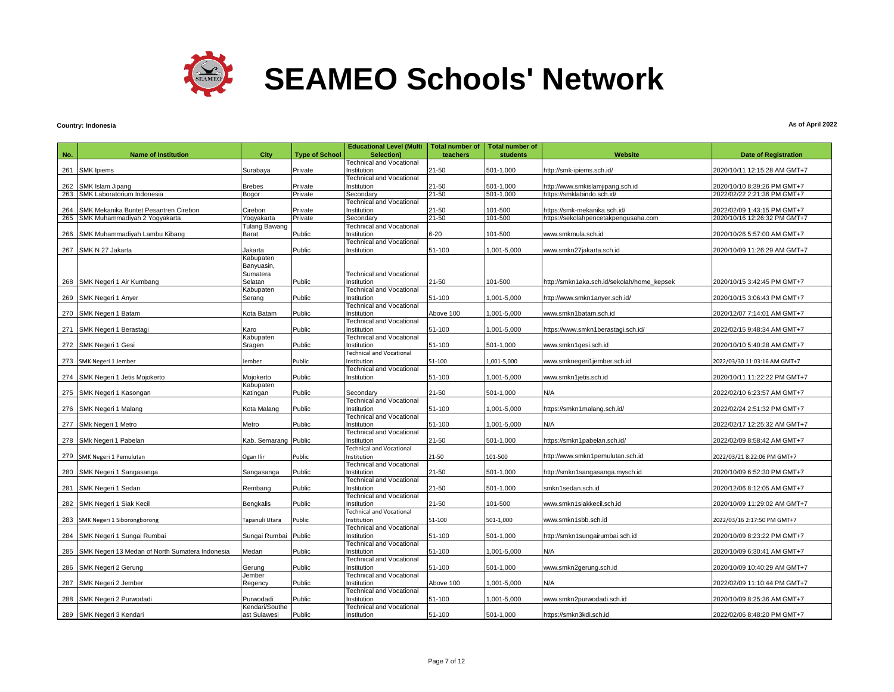# SEAMEO Schools' Network

**Country: Indonesia**

**As of April 2022**

| No. | Name of Institution | City | Type of School | Educational Level (Multi Selection) | Total number of teachers | Total number of students | Website | Date of Registration |
|---|---|---|---|---|---|---|---|---|
| 261 | SMK Ipiems | Surabaya | Private | Technical and Vocational Institution | 21-50 | 501-1,000 | http://smk-ipiems.sch.id/ | 2020/10/11 12:15:28 AM GMT+7 |
| 262 | SMK Islam Jipang | Brebes | Private | Technical and Vocational Institution | 21-50 | 501-1,000 | http://www.smkislamjipang.sch.id | 2020/10/10 8:39:26 PM GMT+7 |
| 263 | SMK Laboratorium Indonesia | Bogor | Private | Secondary | 21-50 | 501-1,000 | https://smklabindo.sch.id/ | 2022/02/22 2:21:36 PM GMT+7 |
| 264 | SMK Mekanika Buntet Pesantren Cirebon | Cirebon | Private | Technical and Vocational Institution | 21-50 | 101-500 | https://smk-mekanika.sch.id/ | 2022/02/09 1:43:15 PM GMT+7 |
| 265 | SMK Muhammadiyah 2 Yogyakarta | Yogyakarta | Private | Secondary | 21-50 | 101-500 | https://sekolahpencetakpengusaha.com | 2020/10/16 12:26:32 PM GMT+7 |
| 266 | SMK Muhammadiyah Lambu Kibang | Tulang Bawang Barat | Public | Technical and Vocational Institution | 6-20 | 101-500 | www.smkmula.sch.id | 2020/10/26 5:57:00 AM GMT+7 |
| 267 | SMK N 27 Jakarta | Jakarta | Public | Technical and Vocational Institution | 51-100 | 1,001-5,000 | www.smkn27jakarta.sch.id | 2020/10/09 11:26:29 AM GMT+7 |
| 268 | SMK Negeri 1 Air Kumbang | Kabupaten Banyuasin, Sumatera Selatan | Public | Technical and Vocational Institution | 21-50 | 101-500 | http://smkn1aka.sch.id/sekolah/home_kepsek | 2020/10/15 3:42:45 PM GMT+7 |
| 269 | SMK Negeri 1 Anyer | Kabupaten Serang | Public | Technical and Vocational Institution | 51-100 | 1,001-5,000 | http://www.smkn1anyer.sch.id/ | 2020/10/15 3:06:43 PM GMT+7 |
| 270 | SMK Negeri 1 Batam | Kota Batam | Public | Technical and Vocational Institution | Above 100 | 1,001-5,000 | www.smkn1batam.sch.id | 2020/12/07 7:14:01 AM GMT+7 |
| 271 | SMK Negeri 1 Berastagi | Karo | Public | Technical and Vocational Institution | 51-100 | 1,001-5,000 | https://www.smkn1berastagi.sch.id/ | 2022/02/15 9:48:34 AM GMT+7 |
| 272 | SMK Negeri 1 Gesi | Kabupaten Sragen | Public | Technical and Vocational Institution | 51-100 | 501-1,000 | www.smkn1gesi.sch.id | 2020/10/10 5:40:28 AM GMT+7 |
| 273 | SMK Negeri 1 Jember | Jember | Public | Technical and Vocational Institution | 51-100 | 1,001-5,000 | www.smknegeri1jember.sch.id | 2022/03/30 11:03:16 AM GMT+7 |
| 274 | SMK Negeri 1 Jetis Mojokerto | Mojokerto | Public | Technical and Vocational Institution | 51-100 | 1,001-5,000 | www.smkn1jetis.sch.id | 2020/10/11 11:22:22 PM GMT+7 |
| 275 | SMK Negeri 1 Kasongan | Kabupaten Katingan | Public | Secondary | 21-50 | 501-1,000 | N/A | 2022/02/10 6:23:57 AM GMT+7 |
| 276 | SMK Negeri 1 Malang | Kota Malang | Public | Technical and Vocational Institution | 51-100 | 1,001-5,000 | https://smkn1malang.sch.id/ | 2022/02/24 2:51:32 PM GMT+7 |
| 277 | SMk Negeri 1 Metro | Metro | Public | Technical and Vocational Institution | 51-100 | 1,001-5,000 | N/A | 2022/02/17 12:25:32 AM GMT+7 |
| 278 | SMk Negeri 1 Pabelan | Kab. Semarang | Public | Technical and Vocational Institution | 21-50 | 501-1,000 | https://smkn1pabelan.sch.id/ | 2022/02/09 8:58:42 AM GMT+7 |
| 279 | SMK Negeri 1 Pemulutan | Ogan Ilir | Public | Technical and Vocational Institution | 21-50 | 101-500 | http://www.smkn1pemulutan.sch.id | 2022/03/21 8:22:06 PM GMT+7 |
| 280 | SMK Negeri 1 Sangasanga | Sangasanga | Public | Technical and Vocational Institution | 21-50 | 501-1,000 | http://smkn1sangasanga.mysch.id | 2020/10/09 6:52:30 PM GMT+7 |
| 281 | SMK Negeri 1 Sedan | Rembang | Public | Technical and Vocational Institution | 21-50 | 501-1,000 | smkn1sedan.sch.id | 2020/12/06 8:12:05 AM GMT+7 |
| 282 | SMK Negeri 1 Siak Kecil | Bengkalis | Public | Technical and Vocational Institution | 21-50 | 101-500 | www.smkn1siakkecil.sch.id | 2020/10/09 11:29:02 AM GMT+7 |
| 283 | SMK Negeri 1 Siborongborong | Tapanuli Utara | Public | Technical and Vocational Institution | 51-100 | 501-1,000 | www.smkn1sbb.sch.id | 2022/03/16 2:17:50 PM GMT+7 |
| 284 | SMK Negeri 1 Sungai Rumbai | Sungai Rumbai | Public | Technical and Vocational Institution | 51-100 | 501-1,000 | http://smkn1sungairumbai.sch.id | 2020/10/09 8:23:22 PM GMT+7 |
| 285 | SMK Negeri 13 Medan of North Sumatera Indonesia | Medan | Public | Technical and Vocational Institution | 51-100 | 1,001-5,000 | N/A | 2020/10/09 6:30:41 AM GMT+7 |
| 286 | SMK Negeri 2 Gerung | Gerung | Public | Technical and Vocational Institution | 51-100 | 501-1,000 | www.smkn2gerung.sch.id | 2020/10/09 10:40:29 AM GMT+7 |
| 287 | SMK Negeri 2 Jember | Jember Regency | Public | Technical and Vocational Institution | Above 100 | 1,001-5,000 | N/A | 2022/02/09 11:10:44 PM GMT+7 |
| 288 | SMK Negeri 2 Purwodadi | Purwodadi | Public | Technical and Vocational Institution | 51-100 | 1,001-5,000 | www.smkn2purwodadi.sch.id | 2020/10/09 8:25:36 AM GMT+7 |
| 289 | SMK Negeri 3 Kendari | Kendari/Southeast Sulawesi | Public | Technical and Vocational Institution | 51-100 | 501-1,000 | https://smkn3kdi.sch.id | 2022/02/06 8:48:20 PM GMT+7 |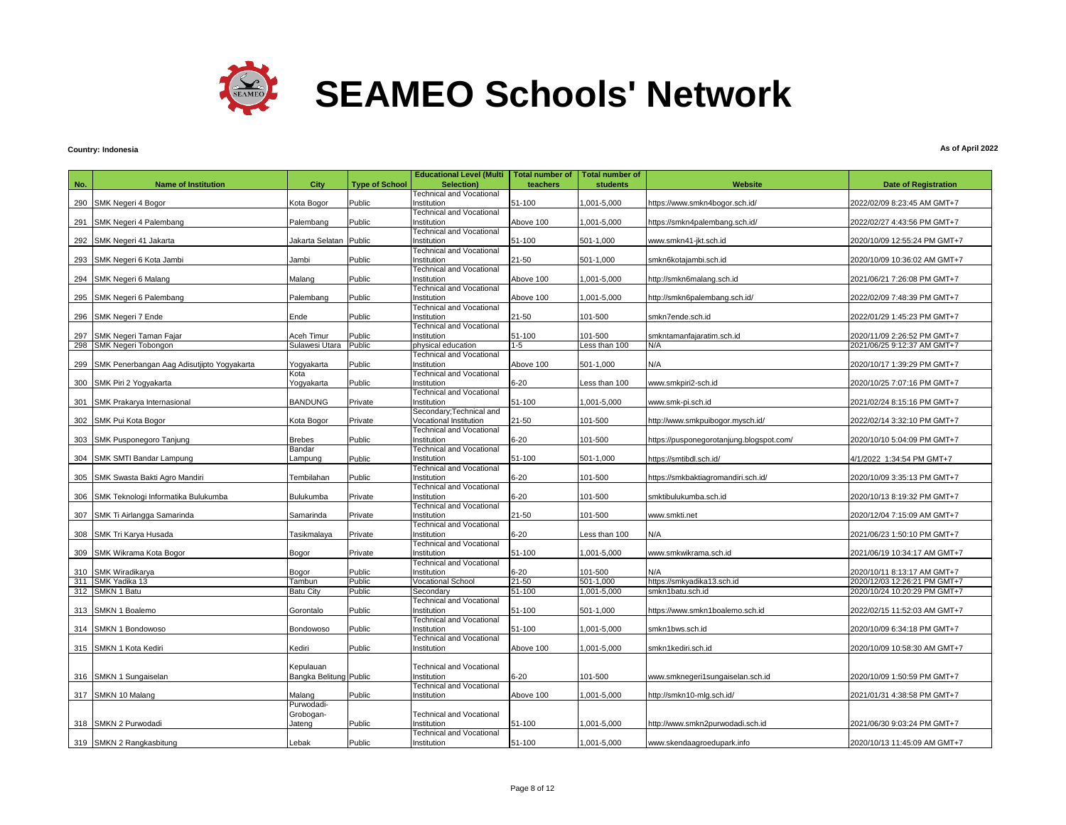# SEAMEO Schools' Network

**Country: Indonesia**

**As of April 2022**

| No. | Name of Institution | City | Type of School | Educational Level (Multi Selection) | Total number of teachers | Total number of students | Website | Date of Registration |
|---|---|---|---|---|---|---|---|---|
| 290 | SMK Negeri 4 Bogor | Kota Bogor | Public | Technical and Vocational Institution | 51-100 | 1,001-5,000 | https://www.smkn4bogor.sch.id/ | 2022/02/09 8:23:45 AM GMT+7 |
| 291 | SMK Negeri 4 Palembang | Palembang | Public | Technical and Vocational Institution | Above 100 | 1,001-5,000 | https://smkn4palembang.sch.id/ | 2022/02/27 4:43:56 PM GMT+7 |
| 292 | SMK Negeri 41 Jakarta | Jakarta Selatan | Public | Technical and Vocational Institution | 51-100 | 501-1,000 | www.smkn41-jkt.sch.id | 2020/10/09 12:55:24 PM GMT+7 |
| 293 | SMK Negeri 6 Kota Jambi | Jambi | Public | Technical and Vocational Institution | 21-50 | 501-1,000 | smkn6kotajambi.sch.id | 2020/10/09 10:36:02 AM GMT+7 |
| 294 | SMK Negeri 6 Malang | Malang | Public | Technical and Vocational Institution | Above 100 | 1,001-5,000 | http://smkn6malang.sch.id | 2021/06/21 7:26:08 PM GMT+7 |
| 295 | SMK Negeri 6 Palembang | Palembang | Public | Technical and Vocational Institution | Above 100 | 1,001-5,000 | http://smkn6palembang.sch.id/ | 2022/02/09 7:48:39 PM GMT+7 |
| 296 | SMK Negeri 7 Ende | Ende | Public | Technical and Vocational Institution | 21-50 | 101-500 | smkn7ende.sch.id | 2022/01/29 1:45:23 PM GMT+7 |
| 297 | SMK Negeri Taman Fajar | Aceh Timur | Public | Technical and Vocational Institution | 51-100 | 101-500 | smkntamanfajaratim.sch.id | 2020/11/09 2:26:52 PM GMT+7 |
| 298 | SMK Negeri Tobongon | Sulawesi Utara | Public | physical education | 1-5 | Less than 100 | N/A | 2021/06/25 9:12:37 AM GMT+7 |
| 299 | SMK Penerbangan Aag Adisutjipto Yogyakarta | Yogyakarta | Public | Technical and Vocational Institution | Above 100 | 501-1,000 | N/A | 2020/10/17 1:39:29 PM GMT+7 |
| 300 | SMK Piri 2 Yogyakarta | Kota Yogyakarta | Public | Technical and Vocational Institution | 6-20 | Less than 100 | www.smkpiri2-sch.id | 2020/10/25 7:07:16 PM GMT+7 |
| 301 | SMK Prakarya Internasional | BANDUNG | Private | Technical and Vocational Institution | 51-100 | 1,001-5,000 | www.smk-pi.sch.id | 2021/02/24 8:15:16 PM GMT+7 |
| 302 | SMK Pui Kota Bogor | Kota Bogor | Private | Secondary;Technical and Vocational Institution | 21-50 | 101-500 | http://www.smkpuibogor.mysch.id/ | 2022/02/14 3:32:10 PM GMT+7 |
| 303 | SMK Pusponegoro Tanjung | Brebes | Public | Technical and Vocational Institution | 6-20 | 101-500 | https://pusponegorotanjung.blogspot.com/ | 2020/10/10 5:04:09 PM GMT+7 |
| 304 | SMK SMTI Bandar Lampung | Bandar Lampung | Public | Technical and Vocational Institution | 51-100 | 501-1,000 | https://smtibdl.sch.id/ | 4/1/2022 1:34:54 PM GMT+7 |
| 305 | SMK Swasta Bakti Agro Mandiri | Tembilahan | Public | Technical and Vocational Institution | 6-20 | 101-500 | https://smkbaktiagromandiri.sch.id/ | 2020/10/09 3:35:13 PM GMT+7 |
| 306 | SMK Teknologi Informatika Bulukumba | Bulukumba | Private | Technical and Vocational Institution | 6-20 | 101-500 | smktibulukumba.sch.id | 2020/10/13 8:19:32 PM GMT+7 |
| 307 | SMK Ti Airlangga Samarinda | Samarinda | Private | Technical and Vocational Institution | 21-50 | 101-500 | www.smkti.net | 2020/12/04 7:15:09 AM GMT+7 |
| 308 | SMK Tri Karya Husada | Tasikmalaya | Private | Technical and Vocational Institution | 6-20 | Less than 100 | N/A | 2021/06/23 1:50:10 PM GMT+7 |
| 309 | SMK Wikrama Kota Bogor | Bogor | Private | Technical and Vocational Institution | 51-100 | 1,001-5,000 | www.smkwikrama.sch.id | 2021/06/19 10:34:17 AM GMT+7 |
| 310 | SMK Wiradikarya | Bogor | Public | Technical and Vocational Institution | 6-20 | 101-500 | N/A | 2020/10/11 8:13:17 AM GMT+7 |
| 311 | SMK Yadika 13 | Tambun | Public | Vocational School | 21-50 | 501-1,000 | https://smkyadika13.sch.id | 2020/12/03 12:26:21 PM GMT+7 |
| 312 | SMKN 1 Batu | Batu City | Public | Secondary | 51-100 | 1,001-5,000 | smkn1batu.sch.id | 2020/10/24 10:20:29 PM GMT+7 |
| 313 | SMKN 1 Boalemo | Gorontalo | Public | Technical and Vocational Institution | 51-100 | 501-1,000 | https://www.smkn1boalemo.sch.id | 2022/02/15 11:52:03 AM GMT+7 |
| 314 | SMKN 1 Bondowoso | Bondowoso | Public | Technical and Vocational Institution | 51-100 | 1,001-5,000 | smkn1bws.sch.id | 2020/10/09 6:34:18 PM GMT+7 |
| 315 | SMKN 1 Kota Kediri | Kediri | Public | Technical and Vocational Institution | Above 100 | 1,001-5,000 | smkn1kediri.sch.id | 2020/10/09 10:58:30 AM GMT+7 |
| 316 | SMKN 1 Sungaiselan | Kepulauan Bangka Belitung | Public | Technical and Vocational Institution | 6-20 | 101-500 | www.smknegeri1sungaiselan.sch.id | 2020/10/09 1:50:59 PM GMT+7 |
| 317 | SMKN 10 Malang | Malang | Public | Technical and Vocational Institution | Above 100 | 1,001-5,000 | http://smkn10-mlg.sch.id/ | 2021/01/31 4:38:58 PM GMT+7 |
| 318 | SMKN 2 Purwodadi | Purwodadi-Grobogan-Jateng | Public | Technical and Vocational Institution | 51-100 | 1,001-5,000 | http://www.smkn2purwodadi.sch.id | 2021/06/30 9:03:24 PM GMT+7 |
| 319 | SMKN 2 Rangkasbitung | Lebak | Public | Technical and Vocational Institution | 51-100 | 1,001-5,000 | www.skendaagroedupark.info | 2020/10/13 11:45:09 AM GMT+7 |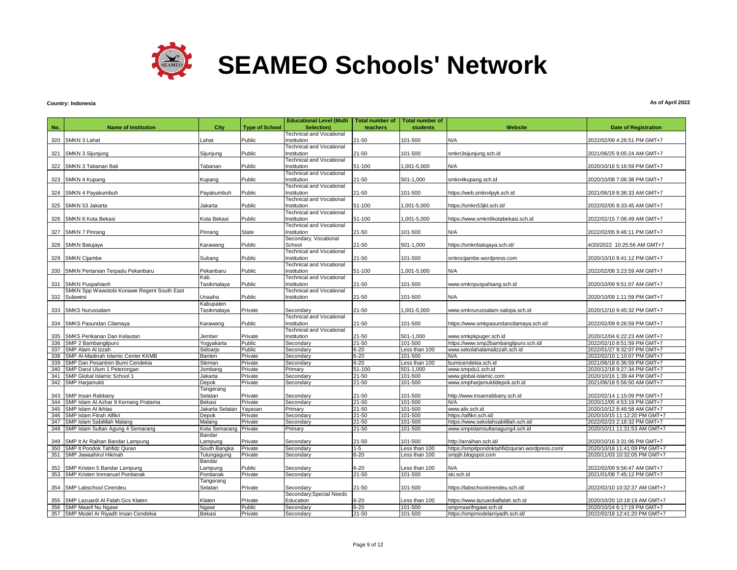# SEAMEO Schools' Network

**Country: Indonesia**

**As of April 2022**

| No. | Name of Institution | City | Type of School | Educational Level (Multi Selection) | Total number of teachers | Total number of students | Website | Date of Registration |
|---|---|---|---|---|---|---|---|---|
| 320 | SMKN 3 Lahat | Lahat | Public | Technical and Vocational Institution | 21-50 | 101-500 | N/A | 2022/02/09 4:26:51 PM GMT+7 |
| 321 | SMKN 3 Sijunjung | Sijunjung | Public | Technical and Vocational Institution | 21-50 | 101-500 | smkn3sijunjung.sch.id | 2021/06/25 9:05:24 AM GMT+7 |
| 322 | SMKN 3 Tabanan Bali | Tabanan | Public | Technical and Vocational Institution | 51-100 | 1,001-5,000 | N/A | 2020/10/16 5:16:59 PM GMT+7 |
| 323 | SMKN 4 Kupang | Kupang | Public | Technical and Vocational Institution | 21-50 | 501-1,000 | smkn4kupang.sch.id | 2020/10/08 7:06:38 PM GMT+7 |
| 324 | SMKN 4 Payakumbuh | Payakumbuh | Public | Technical and Vocational Institution | 21-50 | 101-500 | https://web.smkn4pyk.sch.id | 2021/06/19 8:36:33 AM GMT+7 |
| 325 | SMKN 53 Jakarta | Jakarta | Public | Technical and Vocational Institution | 51-100 | 1,001-5,000 | https://smkn53jkt.sch.id/ | 2022/02/05 9:33:45 AM GMT+7 |
| 326 | SMKN 6 Kota Bekasi | Kota Bekasi | Public | Technical and Vocational Institution | 51-100 | 1,001-5,000 | https://www.smkn6kotabekasi.sch.id | 2022/02/15 7:06:49 AM GMT+7 |
| 327 | SMKN 7 Pinrang | Pinrang | State | Technical and Vocational Institution | 21-50 | 101-500 | N/A | 2022/02/05 9:46:11 PM GMT+7 |
| 328 | SMKN Batujaya | Karawang | Public | Secondary, Vocational School | 21-50 | 501-1,000 | https://smknbatujaya.sch.id/ | 4/20/2022 10:25:56 AM GMT+7 |
| 329 | SMKN Cijambe | Subang | Public | Technical and Vocational Institution | 21-50 | 101-500 | smkncijambe.wordpress.com | 2020/10/10 9:41:12 PM GMT+7 |
| 330 | SMKN Pertanian Terpadu Pekanbaru | Pekanbaru | Public | Technical and Vocational Institution | 51-100 | 1,001-5,000 | N/A | 2022/02/08 3:23:59 AM GMT+7 |
| 331 | SMKN Puspahianh | Kab. Tasikmalaya | Public | Technical and Vocational Institution | 21-50 | 101-500 | www.smknpuspahiang.sch.id | 2020/10/09 9:51:07 AM GMT+7 |
| 332 | SMKN Spp Wawotobi Konawe Regent South East Sulawesi | Unaaha | Public | Technical and Vocational Institution | 21-50 | 101-500 | N/A | 2020/10/09 1:11:59 PM GMT+7 |
| 333 | SMKS Nurussalam | Kabupaten Tasikmalaya | Private | Secondary | 21-50 | 1,001-5,000 | www.smknurussalam-salopa.sch.id | 2020/12/10 9:45:32 PM GMT+7 |
| 334 | SMKS Pasundan Cilamaya | Karawang | Public | Technical and Vocational Institution | 21-50 | 101-500 | https://www.smkpasundancilamaya.sch.id/ | 2022/02/09 9:26:59 PM GMT+7 |
| 335 | SMKS Perikanan Dan Kelautan | Jember | Private | Technical and Vocational Institution | 21-50 | 501-1,000 | www.smkpkpuger.sch.id | 2020/12/04 6:22:23 AM GMT+7 |
| 336 | SMP 2 Bambanglipuro | Yogyakarta | Public | Secondary | 21-50 | 101-500 | https://www.smp2bambanglipuro.sch.id/ | 2022/02/10 8:51:59 PM GMT+7 |
| 337 | SMP Alam Al Izzah | Sidoarjo | Public | Secondary | 6-20 | Less than 100 | www.sekolahalamalizzah.sch.id | 2022/01/27 9:32:07 PM GMT+7 |
| 338 | SMP Al-Madinah Islamic Center KKMB | Banten | Private | Secondary | 6-20 | 101-500 | N/A | 2022/02/10 1:10:07 PM GMT+7 |
| 339 | SMP Dan Pesantren Bumi Cendekia | Sleman | Private | Secondary | 6-20 | Less than 100 | bumicendekia.sch.id | 2021/06/18 6:36:59 PM GMT+7 |
| 340 | SMP Darul Ulum 1 Peterongan | Jombang | Private | Primary | 51-100 | 501-1,000 | www.smpdu1.sch.id | 2020/12/18 9:27:34 PM GMT+7 |
| 341 | SMP Global Islamic School 1 | Jakarta | Private | Secondary | 21-50 | 101-500 | www.global-islamic.com | 2020/10/16 1:39:44 PM GMT+7 |
| 342 | SMP Harjamukti | Depok | Private | Secondary | 21-50 | 101-500 | www.smpharjamuktidepok.sch.id | 2021/06/18 5:56:50 AM GMT+7 |
| 343 | SMP Insan Rabbany | Tangerang Selatan | Private | Secondary | 21-50 | 101-500 | http://www.insanrabbany.sch.id | 2022/02/14 1:15:09 PM GMT+7 |
| 344 | SMP Islam Al Azhar 9 Kemang Pratama | Bekasi | Private | Secondary | 21-50 | 101-500 | N/A | 2020/12/05 4:53:19 PM GMT+7 |
| 345 | SMP Islam Al Ikhlas | Jakarta Selatan | Yayasan | Primary | 21-50 | 101-500 | www.alix.sch.id | 2020/10/12 8:49:58 AM GMT+7 |
| 346 | SMP Islam Fitrah Alfikri | Depok | Private | Secondary | 21-50 | 101-500 | https://alfikri.sch.id/ | 2020/10/15 11:12:20 PM GMT+7 |
| 347 | SMP Islam Sabilillah Malang | Malang | Private | Secondary | 21-50 | 101-500 | https://www.sekolahsabilillah.sch.id/ | 2022/02/23 2:18:32 PM GMT+7 |
| 348 | SMP Islam Sultan Agung 4 Semarang | Kota Semarang | Private | Primary | 21-50 | 101-500 | www.smpislamsultanagung4.sch.id | 2020/10/11 11:31:53 AM GMT+7 |
| 349 | SMP It Ar Raihan Bandar Lampung | Bandar Lampung | Private | Secondary | 21-50 | 101-500 | http://arraihan.sch.id/ | 2020/10/16 3:31:06 PM GMT+7 |
| 350 | SMP It Pondok Tahfidz Quran | South Bangka | Private | Secondary | 1-5 | Less than 100 | https://smpitpondoktahfidzquran.wordpress.com/ | 2020/10/18 11:41:09 PM GMT+7 |
| 351 | SMP Jawaahirul Hikmah | Tulungagung | Private | Secondary | 6-20 | Less than 100 | smpjh.blogspot.com | 2020/11/03 10:32:05 PM GMT+7 |
| 352 | SMP Kristen 5 Bandar Lampung | Bandar Lampung | Public | Secondary | 6-20 | Less than 100 | N/A | 2022/02/09 9:56:47 AM GMT+7 |
| 353 | SMP Kristen Immanuel Pontianak | Pontianak | Private | Secondary | 21-50 | 101-500 | ski.sch.id | 2021/01/08 7:45:12 PM GMT+7 |
| 354 | SMP Labschool Cirendeu | Tangerang Selatan | Private | Secondary | 21-50 | 101-500 | https://labschoolcirendeu.sch.id/ | 2022/02/10 10:32:37 AM GMT+7 |
| 355 | SMP Lazuardi Al Falah Gcs Klaten | Klaten | Private | Secondary;Special Needs Education | 6-20 | Less than 100 | https://www.lazuardialfalah.sch.id | 2020/10/20 10:18:19 AM GMT+7 |
| 356 | SMP Maarif Nu Ngawi | Ngawi | Public | Secondary | 6-20 | 101-500 | smpmaarifngawi.sch.id | 2020/10/24 6:17:19 PM GMT+7 |
| 357 | SMP Model Ar Riyadh Insan Cendekia | Bekasi | Private | Secondary | 21-50 | 101-500 | https://smpmodelarriyadh.sch.id/ | 2022/02/18 12:41:20 PM GMT+7 |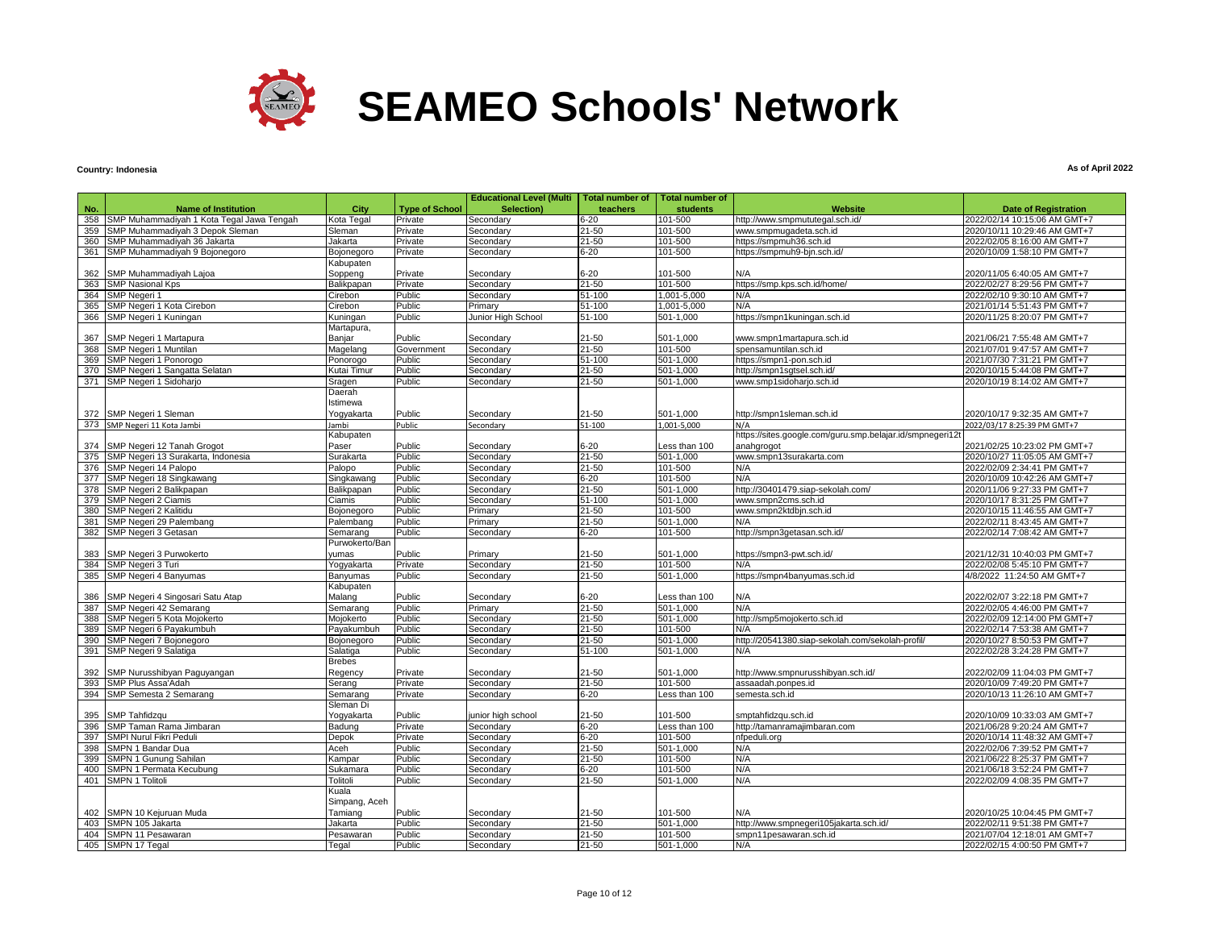# SEAMEO Schools' Network

**Country: Indonesia**

**As of April 2022**

| No. | Name of Institution | City | Type of School | Educational Level (Multi Selection) | Total number of teachers | Total number of students | Website | Date of Registration |
|---|---|---|---|---|---|---|---|---|
| 358 | SMP Muhammadiyah 1 Kota Tegal Jawa Tengah | Kota Tegal | Private | Secondary | 6-20 | 101-500 | http://www.smpmututegal.sch.id/ | 2022/02/14 10:15:06 AM GMT+7 |
| 359 | SMP Muhammadiyah 3 Depok Sleman | Sleman | Private | Secondary | 21-50 | 101-500 | www.smpmugadeta.sch.id | 2020/10/11 10:29:46 AM GMT+7 |
| 360 | SMP Muhammadiyah 36 Jakarta | Jakarta | Private | Secondary | 21-50 | 101-500 | https://smpmuh36.sch.id | 2022/02/05 8:16:00 AM GMT+7 |
| 361 | SMP Muhammadiyah 9 Bojonegoro | Bojonegoro | Private | Secondary | 6-20 | 101-500 | https://smpmuh9-bjn.sch.id/ | 2020/10/09 1:58:10 PM GMT+7 |
| 362 | SMP Muhammadiyah Lajoa | Kabupaten Soppeng | Private | Secondary | 6-20 | 101-500 | N/A | 2020/11/05 6:40:05 AM GMT+7 |
| 363 | SMP Nasional Kps | Balikpapan | Private | Secondary | 21-50 | 101-500 | https://smp.kps.sch.id/home/ | 2022/02/27 8:29:56 PM GMT+7 |
| 364 | SMP Negeri 1 | Cirebon | Public | Secondary | 51-100 | 1,001-5,000 | N/A | 2022/02/10 9:30:10 AM GMT+7 |
| 365 | SMP Negeri 1 Kota Cirebon | Cirebon | Public | Primary | 51-100 | 1,001-5,000 | N/A | 2021/01/14 5:51:43 PM GMT+7 |
| 366 | SMP Negeri 1 Kuningan | Kuningan | Public | Junior High School | 51-100 | 501-1,000 | https://smpn1kuningan.sch.id | 2020/11/25 8:20:07 PM GMT+7 |
| 367 | SMP Negeri 1 Martapura | Martapura, Banjar | Public | Secondary | 21-50 | 501-1,000 | www.smpn1martapura.sch.id | 2021/06/21 7:55:48 AM GMT+7 |
| 368 | SMP Negeri 1 Muntilan | Magelang | Government | Secondary | 21-50 | 101-500 | spensamuntilan.sch.id | 2021/07/01 9:47:57 AM GMT+7 |
| 369 | SMP Negeri 1 Ponorogo | Ponorogo | Public | Secondary | 51-100 | 501-1,000 | https://smpn1-pon.sch.id | 2021/07/30 7:31:21 PM GMT+7 |
| 370 | SMP Negeri 1 Sangatta Selatan | Kutai Timur | Public | Secondary | 21-50 | 501-1,000 | http://smpn1sgtsel.sch.id/ | 2020/10/15 5:44:08 PM GMT+7 |
| 371 | SMP Negeri 1 Sidoharjo | Sragen | Public | Secondary | 21-50 | 501-1,000 | www.smp1sidoharjo.sch.id | 2020/10/19 8:14:02 AM GMT+7 |
| 372 | SMP Negeri 1 Sleman | Daerah Istimewa Yogyakarta | Public | Secondary | 21-50 | 501-1,000 | http://smpn1sleman.sch.id | 2020/10/17 9:32:35 AM GMT+7 |
| 373 | SMP Negeri 11 Kota Jambi | Jambi | Public | Secondary | 51-100 | 1,001-5,000 | N/A | 2022/03/17 8:25:39 PM GMT+7 |
| 374 | SMP Negeri 12 Tanah Grogot | Kabupaten Paser | Public | Secondary | 6-20 | Less than 100 | https://sites.google.com/guru.smp.belajar.id/smpnegeri12t anahgrogot | 2021/02/25 10:23:02 PM GMT+7 |
| 375 | SMP Negeri 13 Surakarta, Indonesia | Surakarta | Public | Secondary | 21-50 | 501-1,000 | www.smpn13surakarta.com | 2020/10/27 11:05:05 AM GMT+7 |
| 376 | SMP Negeri 14 Palopo | Palopo | Public | Secondary | 21-50 | 101-500 | N/A | 2022/02/09 2:34:41 PM GMT+7 |
| 377 | SMP Negeri 18 Singkawang | Singkawang | Public | Secondary | 6-20 | 101-500 | N/A | 2020/10/09 10:42:26 AM GMT+7 |
| 378 | SMP Negeri 2 Balikpapan | Balikpapan | Public | Secondary | 21-50 | 501-1,000 | http://30401479.siap-sekolah.com/ | 2020/11/06 9:27:33 PM GMT+7 |
| 379 | SMP Negeri 2 Ciamis | Ciamis | Public | Secondary | 51-100 | 501-1,000 | www.smpn2cms.sch.id | 2020/10/17 8:31:25 PM GMT+7 |
| 380 | SMP Negeri 2 Kalitidu | Bojonegoro | Public | Primary | 21-50 | 101-500 | www.smpn2ktdbjn.sch.id | 2020/10/15 11:46:55 AM GMT+7 |
| 381 | SMP Negeri 29 Palembang | Palembang | Public | Primary | 21-50 | 501-1,000 | N/A | 2022/02/11 8:43:45 AM GMT+7 |
| 382 | SMP Negeri 3 Getasan | Semarang | Public | Secondary | 6-20 | 101-500 | http://smpn3getasan.sch.id/ | 2022/02/14 7:08:42 AM GMT+7 |
| 383 | SMP Negeri 3 Purwokerto | Purwokerto/Banyumas | Public | Primary | 21-50 | 501-1,000 | https://smpn3-pwt.sch.id/ | 2021/12/31 10:40:03 PM GMT+7 |
| 384 | SMP Negeri 3 Turi | Yogyakarta | Private | Secondary | 21-50 | 101-500 | N/A | 2022/02/08 5:45:10 PM GMT+7 |
| 385 | SMP Negeri 4 Banyumas | Banyumas | Public | Secondary | 21-50 | 501-1,000 | https://smpn4banyumas.sch.id | 4/8/2022 11:24:50 AM GMT+7 |
| 386 | SMP Negeri 4 Singosari Satu Atap | Kabupaten Malang | Public | Secondary | 6-20 | Less than 100 | N/A | 2022/02/07 3:22:18 PM GMT+7 |
| 387 | SMP Negeri 42 Semarang | Semarang | Public | Primary | 21-50 | 501-1,000 | N/A | 2022/02/05 4:46:00 PM GMT+7 |
| 388 | SMP Negeri 5 Kota Mojokerto | Mojokerto | Public | Secondary | 21-50 | 501-1,000 | http://smp5mojokerto.sch.id | 2022/02/09 12:14:00 PM GMT+7 |
| 389 | SMP Negeri 6 Payakumbuh | Payakumbuh | Public | Secondary | 21-50 | 101-500 | N/A | 2022/02/14 7:53:38 AM GMT+7 |
| 390 | SMP Negeri 7 Bojonegoro | Bojonegoro | Public | Secondary | 21-50 | 501-1,000 | http://20541380.siap-sekolah.com/sekolah-profil/ | 2020/10/27 8:50:53 PM GMT+7 |
| 391 | SMP Negeri 9 Salatiga | Salatiga | Public | Secondary | 51-100 | 501-1,000 | N/A | 2022/02/28 3:24:28 PM GMT+7 |
| 392 | SMP Nurusshibyan Paguyangan | Brebes Regency | Private | Secondary | 21-50 | 501-1,000 | http://www.smpnurusshibyan.sch.id/ | 2022/02/09 11:04:03 PM GMT+7 |
| 393 | SMP Plus Assa'Adah | Serang | Private | Secondary | 21-50 | 101-500 | assaadah.ponpes.id | 2020/10/09 7:49:20 PM GMT+7 |
| 394 | SMP Semesta 2 Semarang | Semarang | Private | Secondary | 6-20 | Less than 100 | semesta.sch.id | 2020/10/13 11:26:10 AM GMT+7 |
| 395 | SMP Tahfidzqu | Sleman Di Yogyakarta | Public | junior high school | 21-50 | 101-500 | smptahfidzqu.sch.id | 2020/10/09 10:33:03 AM GMT+7 |
| 396 | SMP Taman Rama Jimbaran | Badung | Private | Secondary | 6-20 | Less than 100 | http://tamanramajimbaran.com | 2021/06/28 9:20:24 AM GMT+7 |
| 397 | SMPI Nurul Fikri Peduli | Depok | Private | Secondary | 6-20 | 101-500 | nfpeduli.org | 2020/10/14 11:48:32 AM GMT+7 |
| 398 | SMPN 1 Bandar Dua | Aceh | Public | Secondary | 21-50 | 501-1,000 | N/A | 2022/02/06 7:39:52 PM GMT+7 |
| 399 | SMPN 1 Gunung Sahilan | Kampar | Public | Secondary | 21-50 | 101-500 | N/A | 2021/06/22 8:25:37 PM GMT+7 |
| 400 | SMPN 1 Permata Kecubung | Sukamara | Public | Secondary | 6-20 | 101-500 | N/A | 2021/06/18 3:52:24 PM GMT+7 |
| 401 | SMPN 1 Tolitoli | Tolitoli | Public | Secondary | 21-50 | 501-1,000 | N/A | 2022/02/09 4:08:35 PM GMT+7 |
| 402 | SMPN 10 Kejuruan Muda | Kuala Simpang, Aceh Tamiang | Public | Secondary | 21-50 | 101-500 | N/A | 2020/10/25 10:04:45 PM GMT+7 |
| 403 | SMPN 105 Jakarta | Jakarta | Public | Secondary | 21-50 | 501-1,000 | http://www.smpnegeri105jakarta.sch.id/ | 2022/02/11 9:51:38 PM GMT+7 |
| 404 | SMPN 11 Pesawaran | Pesawaran | Public | Secondary | 21-50 | 101-500 | smpn11pesawaran.sch.id | 2021/07/04 12:18:01 AM GMT+7 |
| 405 | SMPN 17 Tegal | Tegal | Public | Secondary | 21-50 | 501-1,000 | N/A | 2022/02/15 4:00:50 PM GMT+7 |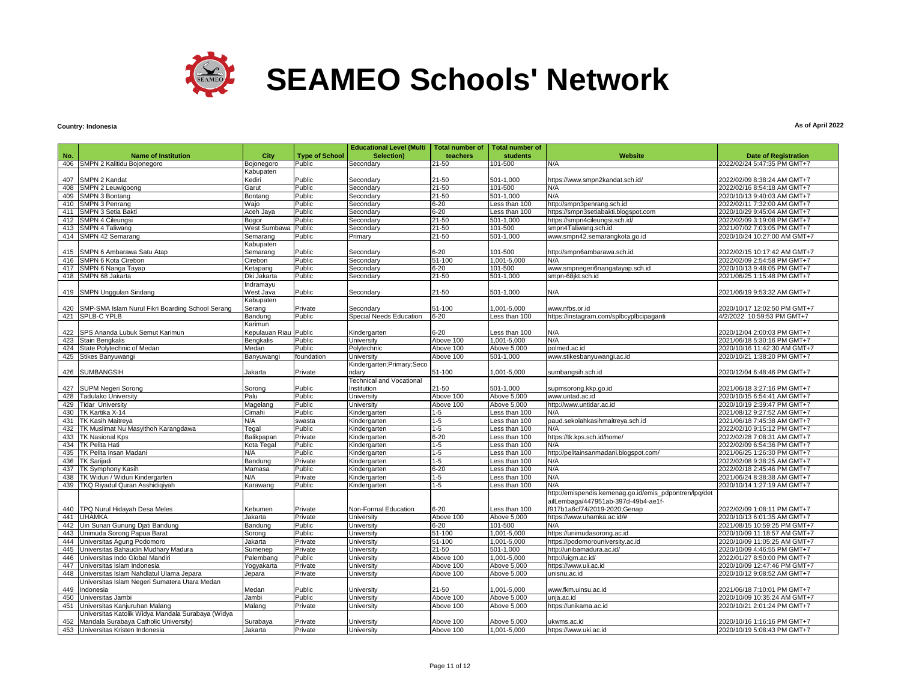# SEAMEO Schools' Network

**Country: Indonesia**

**As of April 2022**

| No. | Name of Institution | City | Type of School | Educational Level (Multi Selection) | Total number of teachers | Total number of students | Website | Date of Registration |
|---|---|---|---|---|---|---|---|---|
| 406 | SMPN 2 Kalitidu Bojonegoro | Bojonegoro | Public | Secondary | 21-50 | 101-500 | N/A | 2022/02/24 5:47:35 PM GMT+7 |
| 407 | SMPN 2 Kandat | Kabupaten Kediri | Public | Secondary | 21-50 | 501-1,000 | https://www.smpn2kandat.sch.id/ | 2022/02/09 8:38:24 AM GMT+7 |
| 408 | SMPN 2 Leuwigoong | Garut | Public | Secondary | 21-50 | 101-500 | N/A | 2022/02/16 8:54:18 AM GMT+7 |
| 409 | SMPN 3 Bontang | Bontang | Public | Secondary | 21-50 | 501-1,000 | N/A | 2020/10/13 9:40:03 AM GMT+7 |
| 410 | SMPN 3 Penrang | Wajo | Public | Secondary | 6-20 | Less than 100 | http://smpn3penrang.sch.id | 2022/02/11 7:32:00 AM GMT+7 |
| 411 | SMPN 3 Setia Bakti | Aceh Jaya | Public | Secondary | 6-20 | Less than 100 | https://smpn3setiabakti.blogspot.com | 2020/10/29 9:45:04 AM GMT+7 |
| 412 | SMPN 4 Cileungsi | Bogor | Public | Secondary | 21-50 | 501-1,000 | https://smpn4cileungsi.sch.id/ | 2022/02/09 3:19:08 PM GMT+7 |
| 413 | SMPN 4 Taliwang | West Sumbawa | Public | Secondary | 21-50 | 101-500 | smpn4Taliwang.sch.id | 2021/07/02 7:03:05 PM GMT+7 |
| 414 | SMPN 42 Semarang | Semarang | Public | Primary | 21-50 | 501-1,000 | www.smpn42.semarangkota.go.id | 2020/10/24 10:27:00 AM GMT+7 |
| 415 | SMPN 6 Ambarawa Satu Atap | Kabupaten Semarang | Public | Secondary | 6-20 | 101-500 | http://smpn6ambarawa.sch.id | 2022/02/15 10:17:42 AM GMT+7 |
| 416 | SMPN 6 Kota Cirebon | Cirebon | Public | Secondary | 51-100 | 1,001-5,000 | N/A | 2022/02/09 2:54:58 PM GMT+7 |
| 417 | SMPN 6 Nanga Tayap | Ketapang | Public | Secondary | 6-20 | 101-500 | www.smpnegeri6nangatayap.sch.id | 2020/10/13 9:48:05 PM GMT+7 |
| 418 | SMPN 68 Jakarta | Dki Jakarta | Public | Secondary | 21-50 | 501-1,000 | smpn-68jkt.sch.id | 2021/06/25 1:15:48 PM GMT+7 |
| 419 | SMPN Unggulan Sindang | Indramayu West Java | Public | Secondary | 21-50 | 501-1,000 | N/A | 2021/06/19 9:53:32 AM GMT+7 |
| 420 | SMP-SMA Islam Nurul Fikri Boarding School Serang | Kabupaten Serang | Private | Secondary | 51-100 | 1,001-5,000 | www.nfbs.or.id | 2020/10/17 12:02:50 PM GMT+7 |
| 421 | SPLB-C YPLB | Bandung | Public | Special Needs Education | 6-20 | Less than 100 | https://instagram.com/splbcyplbcipaganti | 4/2/2022 10:59:53 PM GMT+7 |
| 422 | SPS Ananda Lubuk Semut Karimun | Karimun Kepulauan Riau | Public | Kindergarten | 6-20 | Less than 100 | N/A | 2020/12/04 2:00:03 PM GMT+7 |
| 423 | Stain Bengkalis | Bengkalis | Public | University | Above 100 | 1,001-5,000 | N/A | 2021/06/18 5:30:16 PM GMT+7 |
| 424 | State Polytechnic of Medan | Medan | Public | Polytechnic | Above 100 | Above 5,000 | polmed.ac.id | 2020/10/16 11:42:30 AM GMT+7 |
| 425 | Stikes Banyuwangi | Banyuwangi | foundation | University | Above 100 | 501-1,000 | www.stikesbanyuwangi.ac.id | 2020/10/21 1:38:20 PM GMT+7 |
| 426 | SUMBANGSIH | Jakarta | Private | Kindergarten;Primary;Secondary | 51-100 | 1,001-5,000 | sumbangsih.sch.id | 2020/12/04 6:48:46 PM GMT+7 |
| 427 | SUPM Negeri Sorong | Sorong | Public | Technical and Vocational Institution | 21-50 | 501-1,000 | supmsorong.kkp.go.id | 2021/06/18 3:27:16 PM GMT+7 |
| 428 | Tadulako University | Palu | Public | University | Above 100 | Above 5,000 | www.untad.ac.id | 2020/10/15 6:54:41 AM GMT+7 |
| 429 | Tidar University | Magelang | Public | University | Above 100 | Above 5,000 | http://www.untidar.ac.id | 2020/10/19 2:39:47 PM GMT+7 |
| 430 | TK Kartika X-14 | Cimahi | Public | Kindergarten | 1-5 | Less than 100 | N/A | 2021/08/12 9:27:52 AM GMT+7 |
| 431 | TK Kasih Maitreya | N/A | swasta | Kindergarten | 1-5 | Less than 100 | paud.sekolahkasihmaitreya.sch.id | 2021/06/18 7:45:38 AM GMT+7 |
| 432 | TK Muslimat Nu Masyithoh Karangdawa | Tegal | Public | Kindergarten | 1-5 | Less than 100 | N/A | 2022/02/10 9:15:12 PM GMT+7 |
| 433 | TK Nasional Kps | Balikpapan | Private | Kindergarten | 6-20 | Less than 100 | https://tk.kps.sch.id/home/ | 2022/02/28 7:08:31 AM GMT+7 |
| 434 | TK Pelita Hati | Kota Tegal | Public | Kindergarten | 1-5 | Less than 100 | N/A | 2022/02/09 6:54:36 PM GMT+7 |
| 435 | TK Pelita Insan Madani | N/A | Public | Kindergarten | 1-5 | Less than 100 | http://pelitainsanmadani.blogspot.com/ | 2021/06/25 1:26:30 PM GMT+7 |
| 436 | TK Sarijadi | Bandung | Private | Kindergarten | 1-5 | Less than 100 | N/A | 2022/02/08 9:38:25 AM GMT+7 |
| 437 | TK Symphony Kasih | Mamasa | Public | Kindergarten | 6-20 | Less than 100 | N/A | 2022/02/18 2:45:46 PM GMT+7 |
| 438 | TK Widuri / Widuri Kindergarten | N/A | Private | Kindergarten | 1-5 | Less than 100 | N/A | 2021/06/24 8:38:38 AM GMT+7 |
| 439 | TKQ Riyadul Quran Asshidiqiyah | Karawang | Public | Kindergarten | 1-5 | Less than 100 | N/A | 2020/10/14 1:27:19 AM GMT+7 |
| 440 | TPQ Nurul Hidayah Desa Meles | Kebumen | Private | Non-Formal Education | 6-20 | Less than 100 | http://emispendis.kemenag.go.id/emis_pdpontren/lpq/detailLembaga/447951ab-397d-49b4-ae1f-f917b1a6cf74/2019-2020;Genap | 2022/02/09 1:08:11 PM GMT+7 |
| 441 | UHAMKA | Jakarta | Private | University | Above 100 | Above 5,000 | https://www.uhamka.ac.id/# | 2020/10/13 6:01:35 AM GMT+7 |
| 442 | Uin Sunan Gunung Djati Bandung | Bandung | Public | University | 6-20 | 101-500 | N/A | 2021/08/15 10:59:25 PM GMT+7 |
| 443 | Unimuda Sorong Papua Barat | Sorong | Public | University | 51-100 | 1,001-5,000 | https://unimudasorong.ac.id | 2020/10/09 11:18:57 AM GMT+7 |
| 444 | Universitas Agung Podomoro | Jakarta | Private | University | 51-100 | 1,001-5,000 | https://podomorouniversity.ac.id | 2020/10/09 11:05:25 AM GMT+7 |
| 445 | Universitas Bahaudin Mudhary Madura | Sumenep | Private | University | 21-50 | 501-1,000 | http://unibamadura.ac.id/ | 2020/10/09 4:46:55 PM GMT+7 |
| 446 | Universitas Indo Global Mandiri | Palembang | Public | University | Above 100 | 1,001-5,000 | http://uigm.ac.id/ | 2022/01/27 8:50:00 PM GMT+7 |
| 447 | Universitas Islam Indonesia | Yogyakarta | Private | University | Above 100 | Above 5,000 | https://www.uii.ac.id | 2020/10/09 12:47:46 PM GMT+7 |
| 448 | Universitas Islam Nahdlatul Ulama Jepara | Jepara | Private | University | Above 100 | Above 5,000 | unisnu.ac.id | 2020/10/12 9:08:52 AM GMT+7 |
| 449 | Universitas Islam Negeri Sumatera Utara Medan Indonesia | Medan | Public | University | 21-50 | 1,001-5,000 | www.fkm.uinsu.ac.id | 2021/06/18 7:10:01 PM GMT+7 |
| 450 | Universitas Jambi | Jambi | Public | University | Above 100 | Above 5,000 | unja.ac.id | 2020/10/09 10:35:24 AM GMT+7 |
| 451 | Universitas Kanjuruhan Malang | Malang | Private | University | Above 100 | Above 5,000 | https://unikama.ac.id | 2020/10/21 2:01:24 PM GMT+7 |
| 452 | Universitas Katolik Widya Mandala Surabaya (Widya Mandala Surabaya Catholic University) | Surabaya | Private | University | Above 100 | Above 5,000 | ukwms.ac.id | 2020/10/16 1:16:16 PM GMT+7 |
| 453 | Universitas Kristen Indonesia | Jakarta | Private | University | Above 100 | 1,001-5,000 | https://www.uki.ac.id | 2020/10/19 5:08:43 PM GMT+7 |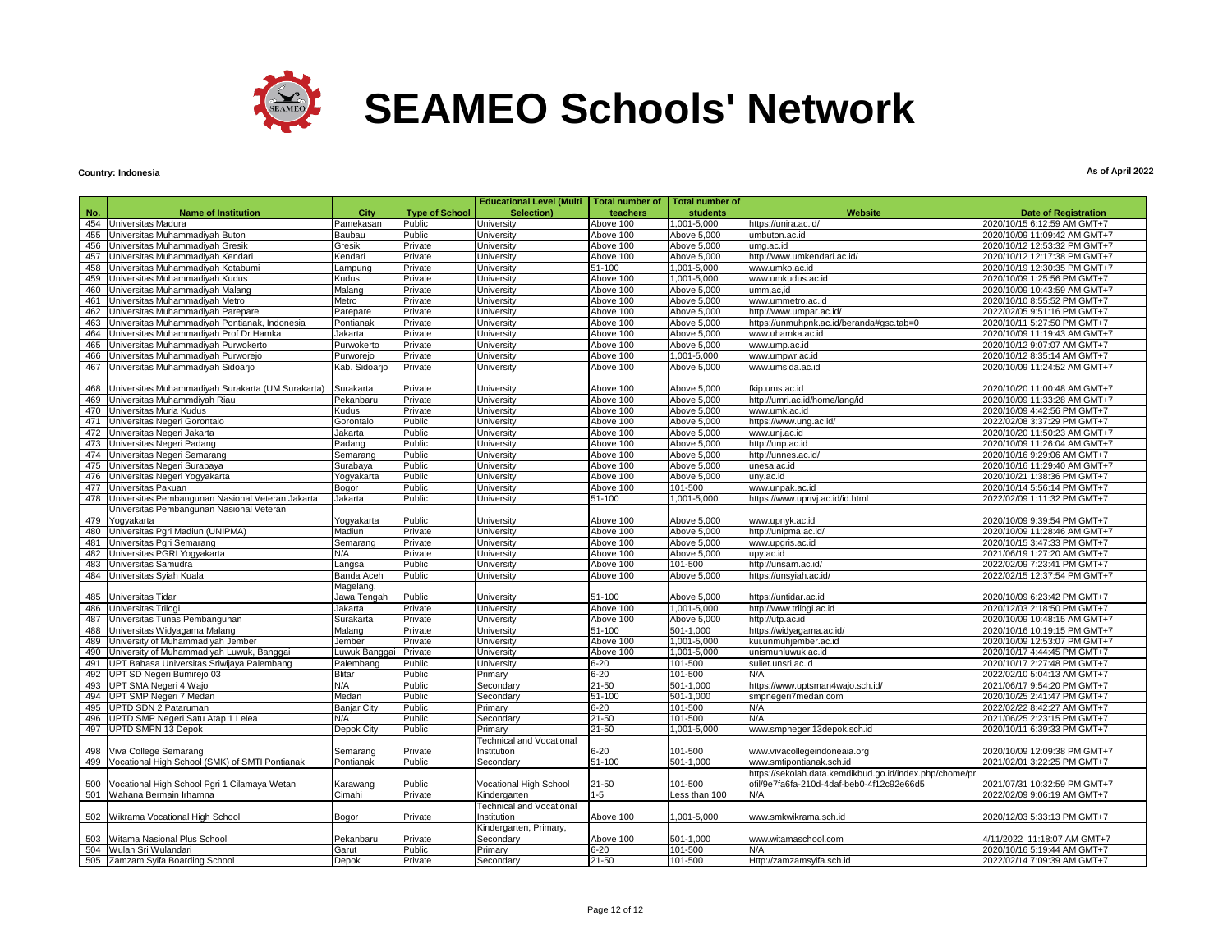# SEAMEO Schools' Network

**Country: Indonesia**

**As of April 2022**

| No. | Name of Institution | City | Type of School | Educational Level (Multi Selection) | Total number of teachers | Total number of students | Website | Date of Registration |
|---|---|---|---|---|---|---|---|---|
| 454 | Universitas Madura | Pamekasan | Public | University | Above 100 | 1,001-5,000 | https://unira.ac.id/ | 2020/10/15 6:12:59 AM GMT+7 |
| 455 | Universitas Muhammadiyah Buton | Baubau | Public | University | Above 100 | Above 5,000 | umbuton.ac.id | 2020/10/09 11:09:42 AM GMT+7 |
| 456 | Universitas Muhammadiyah Gresik | Gresik | Private | University | Above 100 | Above 5,000 | umg.ac.id | 2020/10/12 12:53:32 PM GMT+7 |
| 457 | Universitas Muhammadiyah Kendari | Kendari | Private | University | Above 100 | Above 5,000 | http://www.umkendari.ac.id/ | 2020/10/12 12:17:38 PM GMT+7 |
| 458 | Universitas Muhammadiyah Kotabumi | Lampung | Private | University | 51-100 | 1,001-5,000 | www.umko.ac.id | 2020/10/19 12:30:35 PM GMT+7 |
| 459 | Universitas Muhammadiyah Kudus | Kudus | Private | University | Above 100 | 1,001-5,000 | www.umkudus.ac.id | 2020/10/09 1:25:56 PM GMT+7 |
| 460 | Universitas Muhammadiyah Malang | Malang | Private | University | Above 100 | Above 5,000 | umm,ac,id | 2020/10/09 10:43:59 AM GMT+7 |
| 461 | Universitas Muhammadiyah Metro | Metro | Private | University | Above 100 | Above 5,000 | www.ummetro.ac.id | 2020/10/10 8:55:52 PM GMT+7 |
| 462 | Universitas Muhammadiyah Parepare | Parepare | Private | University | Above 100 | Above 5,000 | http://www.umpar.ac.id/ | 2022/02/05 9:51:16 PM GMT+7 |
| 463 | Universitas Muhammadiyah Pontianak, Indonesia | Pontianak | Private | University | Above 100 | Above 5,000 | https://unmuhpnk.ac.id/beranda#gsc.tab=0 | 2020/10/11 5:27:50 PM GMT+7 |
| 464 | Universitas Muhammadiyah Prof Dr Hamka | Jakarta | Private | University | Above 100 | Above 5,000 | www.uhamka.ac.id | 2020/10/09 11:19:43 AM GMT+7 |
| 465 | Universitas Muhammadiyah Purwokerto | Purwokerto | Private | University | Above 100 | Above 5,000 | www.ump.ac.id | 2020/10/12 9:07:07 AM GMT+7 |
| 466 | Universitas Muhammadiyah Purworejo | Purworejo | Private | University | Above 100 | 1,001-5,000 | www.umpwr.ac.id | 2020/10/12 8:35:14 AM GMT+7 |
| 467 | Universitas Muhammadiyah Sidoarjo | Kab. Sidoarjo | Private | University | Above 100 | Above 5,000 | www.umsida.ac.id | 2020/10/09 11:24:52 AM GMT+7 |
| 468 | Universitas Muhammadiyah Surakarta (UM Surakarta) | Surakarta | Private | University | Above 100 | Above 5,000 | fkip.ums.ac.id | 2020/10/20 11:00:48 AM GMT+7 |
| 469 | Universitas Muhammdiyah Riau | Pekanbaru | Private | University | Above 100 | Above 5,000 | http://umri.ac.id/home/lang/id | 2020/10/09 11:33:28 AM GMT+7 |
| 470 | Universitas Muria Kudus | Kudus | Private | University | Above 100 | Above 5,000 | www.umk.ac.id | 2020/10/09 4:42:56 PM GMT+7 |
| 471 | Universitas Negeri Gorontalo | Gorontalo | Public | University | Above 100 | Above 5,000 | https://www.ung.ac.id/ | 2022/02/08 3:37:29 PM GMT+7 |
| 472 | Universitas Negeri Jakarta | Jakarta | Public | University | Above 100 | Above 5,000 | www.unj.ac.id | 2020/10/20 11:50:23 AM GMT+7 |
| 473 | Universitas Negeri Padang | Padang | Public | University | Above 100 | Above 5,000 | http://unp.ac.id | 2020/10/09 11:26:04 AM GMT+7 |
| 474 | Universitas Negeri Semarang | Semarang | Public | University | Above 100 | Above 5,000 | http://unnes.ac.id/ | 2020/10/16 9:29:06 AM GMT+7 |
| 475 | Universitas Negeri Surabaya | Surabaya | Public | University | Above 100 | Above 5,000 | unesa.ac.id | 2020/10/16 11:29:40 AM GMT+7 |
| 476 | Universitas Negeri Yogyakarta | Yogyakarta | Public | University | Above 100 | Above 5,000 | uny.ac.id | 2020/10/21 1:38:36 PM GMT+7 |
| 477 | Universitas Pakuan | Bogor | Public | University | Above 100 | 101-500 | www.unpak.ac.id | 2020/10/14 5:56:14 PM GMT+7 |
| 478 | Universitas Pembangunan Nasional Veteran Jakarta | Jakarta | Public | University | 51-100 | 1,001-5,000 | https://www.upnvj.ac.id/id.html | 2022/02/09 1:11:32 PM GMT+7 |
| 479 | Universitas Pembangunan Nasional Veteran Yogyakarta | Yogyakarta | Public | University | Above 100 | Above 5,000 | www.upnyk.ac.id | 2020/10/09 9:39:54 PM GMT+7 |
| 480 | Universitas Pgri Madiun (UNIPMA) | Madiun | Private | University | Above 100 | Above 5,000 | http://unipma.ac.id/ | 2020/10/09 11:28:46 AM GMT+7 |
| 481 | Universitas Pgri Semarang | Semarang | Private | University | Above 100 | Above 5,000 | www.upgris.ac.id | 2020/10/15 3:47:33 PM GMT+7 |
| 482 | Universitas PGRI Yogyakarta | N/A | Private | University | Above 100 | Above 5,000 | upy.ac.id | 2021/06/19 1:27:20 AM GMT+7 |
| 483 | Universitas Samudra | Langsa | Public | University | Above 100 | 101-500 | http://unsam.ac.id/ | 2022/02/09 7:23:41 PM GMT+7 |
| 484 | Universitas Syiah Kuala | Banda Aceh | Public | University | Above 100 | Above 5,000 | https://unsyiah.ac.id/ | 2022/02/15 12:37:54 PM GMT+7 |
| 485 | Universitas Tidar | Magelang, Jawa Tengah | Public | University | 51-100 | Above 5,000 | https://untidar.ac.id | 2020/10/09 6:23:42 PM GMT+7 |
| 486 | Universitas Trilogi | Jakarta | Private | University | Above 100 | 1,001-5,000 | http://www.trilogi.ac.id | 2020/12/03 2:18:50 PM GMT+7 |
| 487 | Universitas Tunas Pembangunan | Surakarta | Private | University | Above 100 | Above 5,000 | http://utp.ac.id | 2020/10/09 10:48:15 AM GMT+7 |
| 488 | Universitas Widyagama Malang | Malang | Private | University | 51-100 | 501-1,000 | https://widyagama.ac.id/ | 2020/10/16 10:19:15 PM GMT+7 |
| 489 | University of Muhammadiyah Jember | Jember | Private | University | Above 100 | 1,001-5,000 | kui.unmuhjember.ac.id | 2020/10/09 12:53:07 PM GMT+7 |
| 490 | University of Muhammadiyah Luwuk, Banggai | Luwuk Banggai | Private | University | Above 100 | 1,001-5,000 | unismuhluwuk.ac.id | 2020/10/17 4:44:45 PM GMT+7 |
| 491 | UPT Bahasa Universitas Sriwijaya Palembang | Palembang | Public | University | 6-20 | 101-500 | suliet.unsri.ac.id | 2020/10/17 2:27:48 PM GMT+7 |
| 492 | UPT SD Negeri Bumirejo 03 | Blitar | Public | Primary | 6-20 | 101-500 | N/A | 2022/02/10 5:04:13 AM GMT+7 |
| 493 | UPT SMA Negeri 4 Wajo | N/A | Public | Secondary | 21-50 | 501-1,000 | https://www.uptsman4wajo.sch.id/ | 2021/06/17 9:54:20 PM GMT+7 |
| 494 | UPT SMP Negeri 7 Medan | Medan | Public | Secondary | 51-100 | 501-1,000 | smpnegeri7medan.com | 2020/10/25 2:41:47 PM GMT+7 |
| 495 | UPTD SDN 2 Pataruman | Banjar City | Public | Primary | 6-20 | 101-500 | N/A | 2022/02/22 8:42:27 AM GMT+7 |
| 496 | UPTD SMP Negeri Satu Atap 1 Lelea | N/A | Public | Secondary | 21-50 | 101-500 | N/A | 2021/06/25 2:23:15 PM GMT+7 |
| 497 | UPTD SMPN 13 Depok | Depok City | Public | Primary | 21-50 | 1,001-5,000 | www.smpnegeri13depok.sch.id | 2020/10/11 6:39:33 PM GMT+7 |
| 498 | Viva College Semarang | Semarang | Private | Technical and Vocational Institution | 6-20 | 101-500 | www.vivacollegeindoneaia.org | 2020/10/09 12:09:38 PM GMT+7 |
| 499 | Vocational High School (SMK) of SMTI Pontianak | Pontianak | Public | Secondary | 51-100 | 501-1,000 | www.smtipontianak.sch.id | 2021/02/01 3:22:25 PM GMT+7 |
| 500 | Vocational High School Pgri 1 Cilamaya Wetan | Karawang | Public | Vocational High School | 21-50 | 101-500 | https://sekolah.data.kemdikbud.go.id/index.php/chome/profil/9e7fa6fa-210d-4daf-beb0-4f12c92e66d5 | 2021/07/31 10:32:59 PM GMT+7 |
| 501 | Wahana Bermain Irhamna | Cimahi | Private | Kindergarten | 1-5 | Less than 100 | N/A | 2022/02/09 9:06:19 AM GMT+7 |
| 502 | Wikrama Vocational High School | Bogor | Private | Technical and Vocational Institution | Above 100 | 1,001-5,000 | www.smkwikrama.sch.id | 2020/12/03 5:33:13 PM GMT+7 |
| 503 | Witama Nasional Plus School | Pekanbaru | Private | Kindergarten, Primary, Secondary | Above 100 | 501-1,000 | www.witamaschool.com | 4/11/2022 11:18:07 AM GMT+7 |
| 504 | Wulan Sri Wulandari | Garut | Public | Primary | 6-20 | 101-500 | N/A | 2020/10/16 5:19:44 AM GMT+7 |
| 505 | Zamzam Syifa Boarding School | Depok | Private | Secondary | 21-50 | 101-500 | Http://zamzamsyifa.sch.id | 2022/02/14 7:09:39 AM GMT+7 |